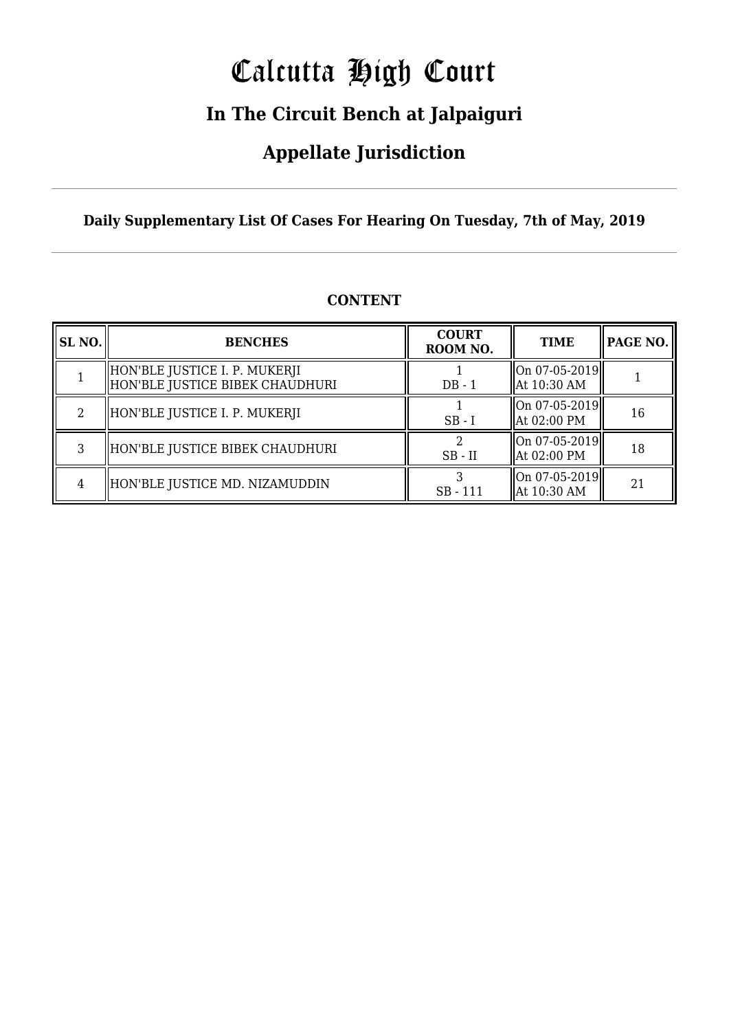# Calcutta High Court

## In The Circuit Bench at Jalpaiguri

## Appellate Jurisdiction

**Daily Supplementary List Of Cases For Hearing On Tuesday, 7th of May, 2019**

**CONTENT**

| SL NO. | BENCHES | COURT ROOM NO. | TIME | PAGE NO. |
|---|---|---|---|---|
| 1 | HON'BLE JUSTICE I. P. MUKERJI<br>HON'BLE JUSTICE BIBEK CHAUDHURI | 1<br>DB - 1 | On 07-05-2019<br>At 10:30 AM | 1 |
| 2 | HON'BLE JUSTICE I. P. MUKERJI | 1<br>SB - I | On 07-05-2019<br>At 02:00 PM | 16 |
| 3 | HON'BLE JUSTICE BIBEK CHAUDHURI | 2<br>SB - II | On 07-05-2019<br>At 02:00 PM | 18 |
| 4 | HON'BLE JUSTICE MD. NIZAMUDDIN | 3<br>SB - 111 | On 07-05-2019<br>At 10:30 AM | 21 |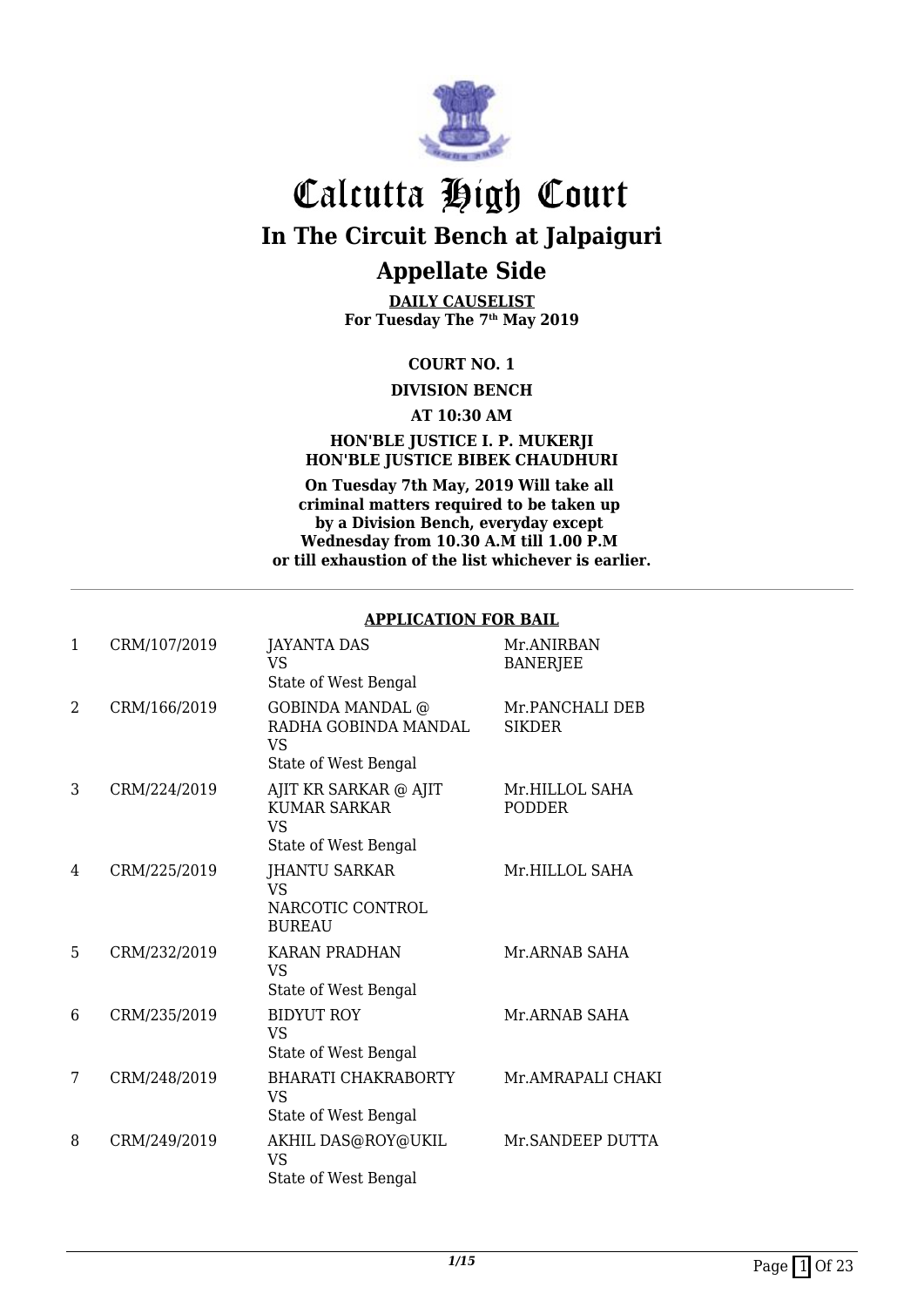# Calcutta High Court

## In The Circuit Bench at Jalpaiguri

## Appellate Side

**DAILY CAUSELIST**
**For Tuesday The 7th May 2019**

**COURT NO. 1**

**DIVISION BENCH**

**AT 10:30 AM**

**HON'BLE JUSTICE I. P. MUKERJI**
**HON'BLE JUSTICE BIBEK CHAUDHURI**

**On Tuesday 7th May, 2019 Will take all criminal matters required to be taken up by a Division Bench, everyday except Wednesday from 10.30 A.M till 1.00 P.M or till exhaustion of the list whichever is earlier.**

---

**APPLICATION FOR BAIL**

| | | | |
|---|---|---|---|
| 1 | CRM/107/2019 | JAYANTA DAS<br>VS<br>State of West Bengal | Mr.ANIRBAN BANERJEE |
| 2 | CRM/166/2019 | GOBINDA MANDAL @ RADHA GOBINDA MANDAL<br>VS<br>State of West Bengal | Mr.PANCHALI DEB SIKDER |
| 3 | CRM/224/2019 | AJIT KR SARKAR @ AJIT KUMAR SARKAR<br>VS<br>State of West Bengal | Mr.HILLOL SAHA PODDER |
| 4 | CRM/225/2019 | JHANTU SARKAR<br>VS<br>NARCOTIC CONTROL BUREAU | Mr.HILLOL SAHA |
| 5 | CRM/232/2019 | KARAN PRADHAN<br>VS<br>State of West Bengal | Mr.ARNAB SAHA |
| 6 | CRM/235/2019 | BIDYUT ROY<br>VS<br>State of West Bengal | Mr.ARNAB SAHA |
| 7 | CRM/248/2019 | BHARATI CHAKRABORTY<br>VS<br>State of West Bengal | Mr.AMRAPALI CHAKI |
| 8 | CRM/249/2019 | AKHIL DAS@ROY@UKIL<br>VS<br>State of West Bengal | Mr.SANDEEP DUTTA |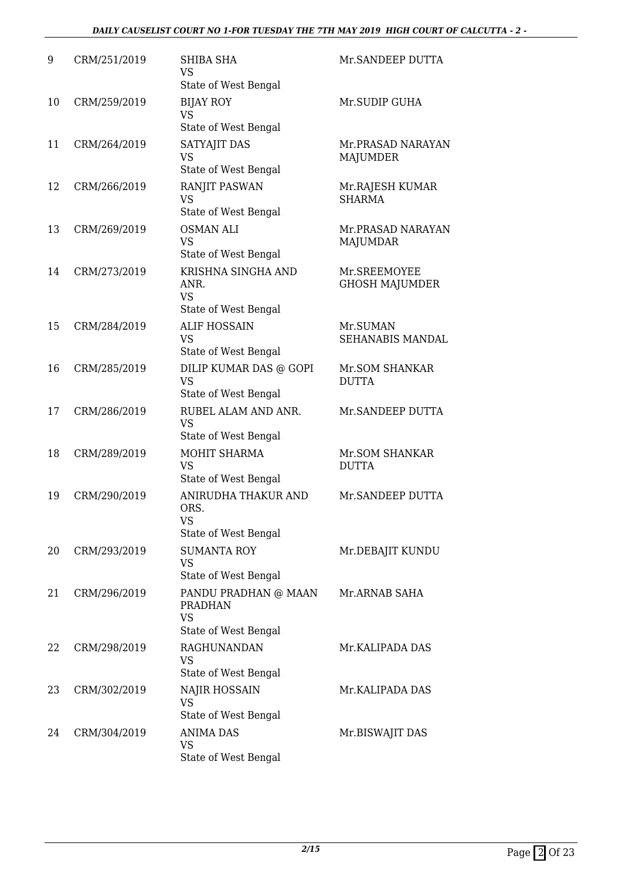| 9 | CRM/251/2019 | SHIBA SHA<br>VS<br>State of West Bengal | Mr.SANDEEP DUTTA |
|---|---|---|---|
| 10 | CRM/259/2019 | BIJAY ROY<br>VS<br>State of West Bengal | Mr.SUDIP GUHA |
| 11 | CRM/264/2019 | SATYAJIT DAS<br>VS<br>State of West Bengal | Mr.PRASAD NARAYAN MAJUMDER |
| 12 | CRM/266/2019 | RANJIT PASWAN<br>VS<br>State of West Bengal | Mr.RAJESH KUMAR SHARMA |
| 13 | CRM/269/2019 | OSMAN ALI<br>VS<br>State of West Bengal | Mr.PRASAD NARAYAN MAJUMDAR |
| 14 | CRM/273/2019 | KRISHNA SINGHA AND ANR.<br>VS<br>State of West Bengal | Mr.SREEMOYEE GHOSH MAJUMDER |
| 15 | CRM/284/2019 | ALIF HOSSAIN<br>VS<br>State of West Bengal | Mr.SUMAN SEHANABIS MANDAL |
| 16 | CRM/285/2019 | DILIP KUMAR DAS @ GOPI<br>VS<br>State of West Bengal | Mr.SOM SHANKAR DUTTA |
| 17 | CRM/286/2019 | RUBEL ALAM AND ANR.<br>VS<br>State of West Bengal | Mr.SANDEEP DUTTA |
| 18 | CRM/289/2019 | MOHIT SHARMA<br>VS<br>State of West Bengal | Mr.SOM SHANKAR DUTTA |
| 19 | CRM/290/2019 | ANIRUDHA THAKUR AND ORS.<br>VS<br>State of West Bengal | Mr.SANDEEP DUTTA |
| 20 | CRM/293/2019 | SUMANTA ROY<br>VS<br>State of West Bengal | Mr.DEBAJIT KUNDU |
| 21 | CRM/296/2019 | PANDU PRADHAN @ MAAN PRADHAN<br>VS<br>State of West Bengal | Mr.ARNAB SAHA |
| 22 | CRM/298/2019 | RAGHUNANDAN<br>VS<br>State of West Bengal | Mr.KALIPADA DAS |
| 23 | CRM/302/2019 | NAJIR HOSSAIN<br>VS<br>State of West Bengal | Mr.KALIPADA DAS |
| 24 | CRM/304/2019 | ANIMA DAS<br>VS<br>State of West Bengal | Mr.BISWAJIT DAS |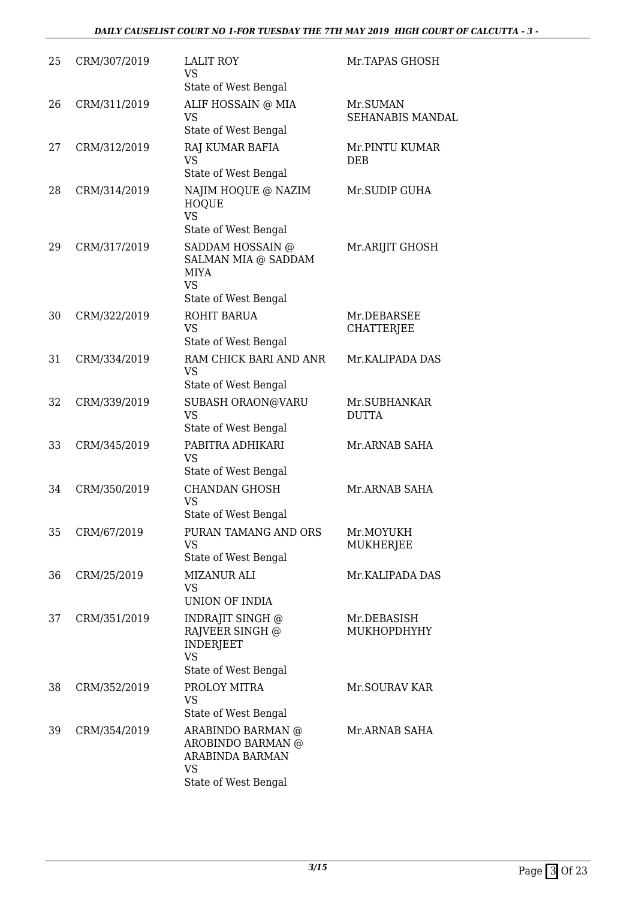| 25 | CRM/307/2019 | LALIT ROY<br>VS<br>State of West Bengal | Mr.TAPAS GHOSH |
|---|---|---|---|
| 26 | CRM/311/2019 | ALIF HOSSAIN @ MIA<br>VS<br>State of West Bengal | Mr.SUMAN SEHANABIS MANDAL |
| 27 | CRM/312/2019 | RAJ KUMAR BAFIA<br>VS<br>State of West Bengal | Mr.PINTU KUMAR DEB |
| 28 | CRM/314/2019 | NAJIM HOQUE @ NAZIM HOQUE<br>VS<br>State of West Bengal | Mr.SUDIP GUHA |
| 29 | CRM/317/2019 | SADDAM HOSSAIN @ SALMAN MIA @ SADDAM MIYA<br>VS<br>State of West Bengal | Mr.ARIJIT GHOSH |
| 30 | CRM/322/2019 | ROHIT BARUA<br>VS<br>State of West Bengal | Mr.DEBARSEE CHATTERJEE |
| 31 | CRM/334/2019 | RAM CHICK BARI AND ANR<br>VS<br>State of West Bengal | Mr.KALIPADA DAS |
| 32 | CRM/339/2019 | SUBASH ORAON@VARU<br>VS<br>State of West Bengal | Mr.SUBHANKAR DUTTA |
| 33 | CRM/345/2019 | PABITRA ADHIKARI<br>VS<br>State of West Bengal | Mr.ARNAB SAHA |
| 34 | CRM/350/2019 | CHANDAN GHOSH<br>VS<br>State of West Bengal | Mr.ARNAB SAHA |
| 35 | CRM/67/2019 | PURAN TAMANG AND ORS<br>VS<br>State of West Bengal | Mr.MOYUKH MUKHERJEE |
| 36 | CRM/25/2019 | MIZANUR ALI<br>VS<br>UNION OF INDIA | Mr.KALIPADA DAS |
| 37 | CRM/351/2019 | INDRAJIT SINGH @ RAJVEER SINGH @ INDERJEET<br>VS<br>State of West Bengal | Mr.DEBASISH MUKHOPDHYHY |
| 38 | CRM/352/2019 | PROLOY MITRA<br>VS<br>State of West Bengal | Mr.SOURAV KAR |
| 39 | CRM/354/2019 | ARABINDO BARMAN @ AROBINDO BARMAN @ ARABINDA BARMAN<br>VS<br>State of West Bengal | Mr.ARNAB SAHA |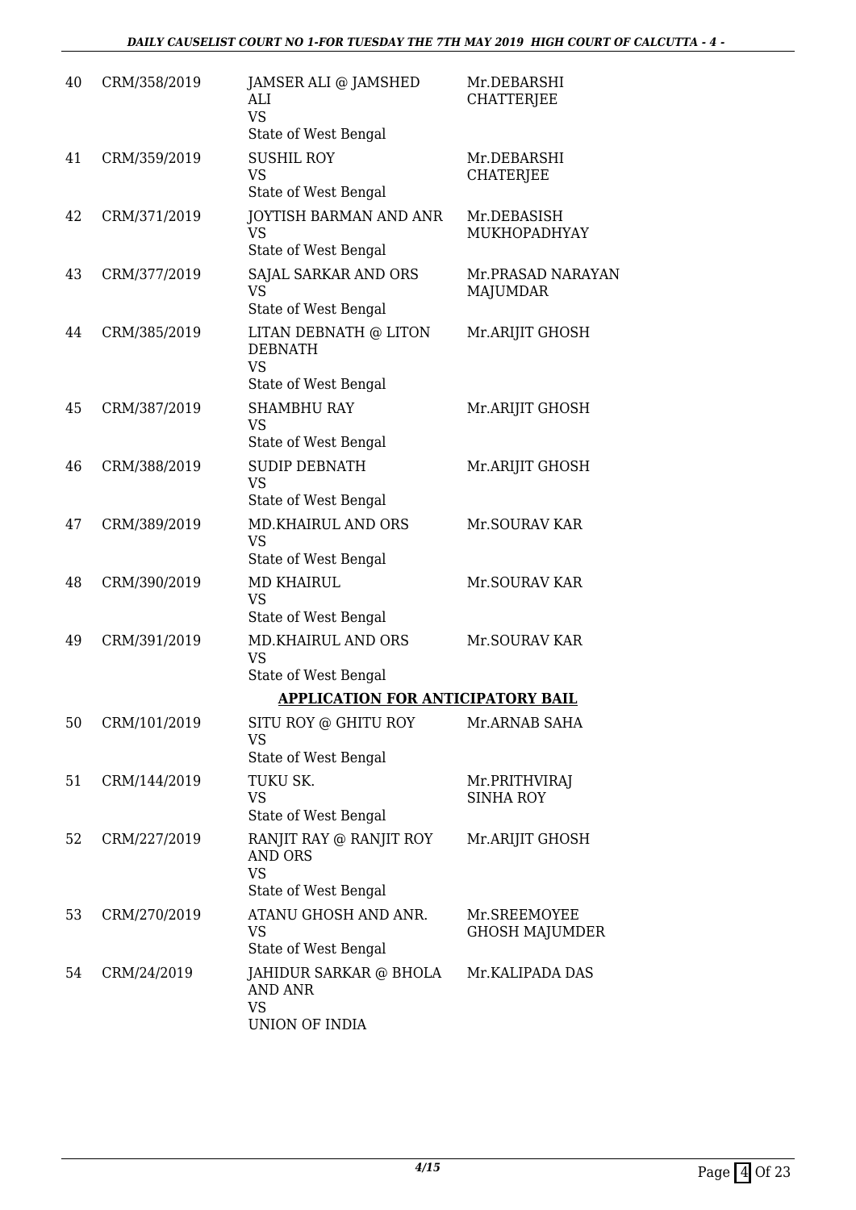| 40 | CRM/358/2019 | JAMSER ALI @ JAMSHED ALI<br>VS<br>State of West Bengal | Mr.DEBARSHI CHATTERJEE |
|---|---|---|---|
| 41 | CRM/359/2019 | SUSHIL ROY<br>VS<br>State of West Bengal | Mr.DEBARSHI CHATERJEE |
| 42 | CRM/371/2019 | JOYTISH BARMAN AND ANR<br>VS<br>State of West Bengal | Mr.DEBASISH MUKHOPADHYAY |
| 43 | CRM/377/2019 | SAJAL SARKAR AND ORS<br>VS<br>State of West Bengal | Mr.PRASAD NARAYAN MAJUMDAR |
| 44 | CRM/385/2019 | LITAN DEBNATH @ LITON DEBNATH<br>VS<br>State of West Bengal | Mr.ARIJIT GHOSH |
| 45 | CRM/387/2019 | SHAMBHU RAY<br>VS<br>State of West Bengal | Mr.ARIJIT GHOSH |
| 46 | CRM/388/2019 | SUDIP DEBNATH<br>VS<br>State of West Bengal | Mr.ARIJIT GHOSH |
| 47 | CRM/389/2019 | MD.KHAIRUL AND ORS<br>VS<br>State of West Bengal | Mr.SOURAV KAR |
| 48 | CRM/390/2019 | MD KHAIRUL<br>VS<br>State of West Bengal | Mr.SOURAV KAR |
| 49 | CRM/391/2019 | MD.KHAIRUL AND ORS<br>VS<br>State of West Bengal | Mr.SOURAV KAR |

**APPLICATION FOR ANTICIPATORY BAIL**

| 50 | CRM/101/2019 | SITU ROY @ GHITU ROY<br>VS<br>State of West Bengal | Mr.ARNAB SAHA |
|---|---|---|---|
| 51 | CRM/144/2019 | TUKU SK.<br>VS<br>State of West Bengal | Mr.PRITHVIRAJ SINHA ROY |
| 52 | CRM/227/2019 | RANJIT RAY @ RANJIT ROY AND ORS<br>VS<br>State of West Bengal | Mr.ARIJIT GHOSH |
| 53 | CRM/270/2019 | ATANU GHOSH AND ANR.<br>VS<br>State of West Bengal | Mr.SREEMOYEE GHOSH MAJUMDER |
| 54 | CRM/24/2019 | JAHIDUR SARKAR @ BHOLA AND ANR<br>VS<br>UNION OF INDIA | Mr.KALIPADA DAS |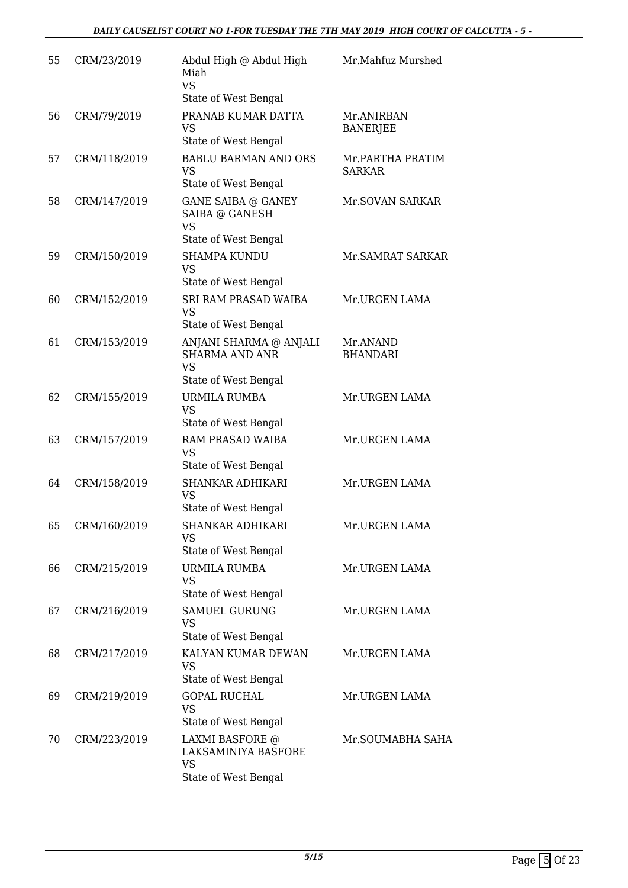| | | | |
|---|---|---|---|
| 55 | CRM/23/2019 | Abdul High @ Abdul High Miah<br>VS<br>State of West Bengal | Mr.Mahfuz Murshed |
| 56 | CRM/79/2019 | PRANAB KUMAR DATTA<br>VS<br>State of West Bengal | Mr.ANIRBAN BANERJEE |
| 57 | CRM/118/2019 | BABLU BARMAN AND ORS<br>VS<br>State of West Bengal | Mr.PARTHA PRATIM SARKAR |
| 58 | CRM/147/2019 | GANE SAIBA @ GANEY SAIBA @ GANESH<br>VS<br>State of West Bengal | Mr.SOVAN SARKAR |
| 59 | CRM/150/2019 | SHAMPA KUNDU<br>VS<br>State of West Bengal | Mr.SAMRAT SARKAR |
| 60 | CRM/152/2019 | SRI RAM PRASAD WAIBA<br>VS<br>State of West Bengal | Mr.URGEN LAMA |
| 61 | CRM/153/2019 | ANJANI SHARMA @ ANJALI SHARMA AND ANR<br>VS<br>State of West Bengal | Mr.ANAND BHANDARI |
| 62 | CRM/155/2019 | URMILA RUMBA<br>VS<br>State of West Bengal | Mr.URGEN LAMA |
| 63 | CRM/157/2019 | RAM PRASAD WAIBA<br>VS<br>State of West Bengal | Mr.URGEN LAMA |
| 64 | CRM/158/2019 | SHANKAR ADHIKARI<br>VS<br>State of West Bengal | Mr.URGEN LAMA |
| 65 | CRM/160/2019 | SHANKAR ADHIKARI<br>VS<br>State of West Bengal | Mr.URGEN LAMA |
| 66 | CRM/215/2019 | URMILA RUMBA<br>VS<br>State of West Bengal | Mr.URGEN LAMA |
| 67 | CRM/216/2019 | SAMUEL GURUNG<br>VS<br>State of West Bengal | Mr.URGEN LAMA |
| 68 | CRM/217/2019 | KALYAN KUMAR DEWAN<br>VS<br>State of West Bengal | Mr.URGEN LAMA |
| 69 | CRM/219/2019 | GOPAL RUCHAL<br>VS<br>State of West Bengal | Mr.URGEN LAMA |
| 70 | CRM/223/2019 | LAXMI BASFORE @ LAKSAMINIYA BASFORE<br>VS<br>State of West Bengal | Mr.SOUMABHA SAHA |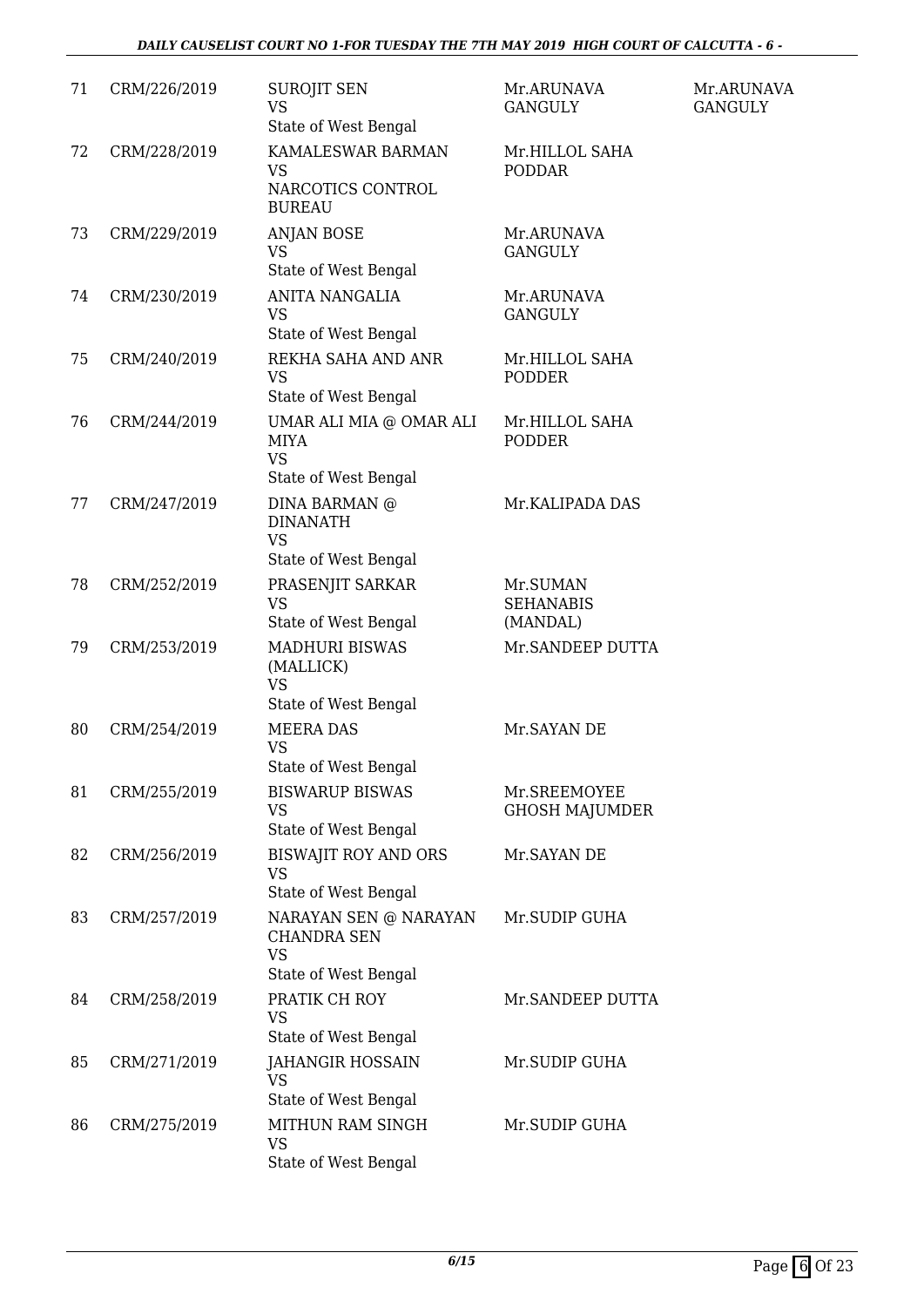| 71 | CRM/226/2019 | SUROJIT SEN<br>VS<br>State of West Bengal | Mr.ARUNAVA GANGULY | Mr.ARUNAVA GANGULY |
|---|---|---|---|---|
| 72 | CRM/228/2019 | KAMALESWAR BARMAN<br>VS<br>NARCOTICS CONTROL BUREAU | Mr.HILLOL SAHA PODDAR | |
| 73 | CRM/229/2019 | ANJAN BOSE<br>VS<br>State of West Bengal | Mr.ARUNAVA GANGULY | |
| 74 | CRM/230/2019 | ANITA NANGALIA<br>VS<br>State of West Bengal | Mr.ARUNAVA GANGULY | |
| 75 | CRM/240/2019 | REKHA SAHA AND ANR<br>VS<br>State of West Bengal | Mr.HILLOL SAHA PODDER | |
| 76 | CRM/244/2019 | UMAR ALI MIA @ OMAR ALI MIYA<br>VS<br>State of West Bengal | Mr.HILLOL SAHA PODDER | |
| 77 | CRM/247/2019 | DINA BARMAN @ DINANATH<br>VS<br>State of West Bengal | Mr.KALIPADA DAS | |
| 78 | CRM/252/2019 | PRASENJIT SARKAR<br>VS<br>State of West Bengal | Mr.SUMAN SEHANABIS (MANDAL) | |
| 79 | CRM/253/2019 | MADHURI BISWAS (MALLICK)<br>VS<br>State of West Bengal | Mr.SANDEEP DUTTA | |
| 80 | CRM/254/2019 | MEERA DAS<br>VS<br>State of West Bengal | Mr.SAYAN DE | |
| 81 | CRM/255/2019 | BISWARUP BISWAS<br>VS<br>State of West Bengal | Mr.SREEMOYEE GHOSH MAJUMDER | |
| 82 | CRM/256/2019 | BISWAJIT ROY AND ORS<br>VS<br>State of West Bengal | Mr.SAYAN DE | |
| 83 | CRM/257/2019 | NARAYAN SEN @ NARAYAN CHANDRA SEN<br>VS<br>State of West Bengal | Mr.SUDIP GUHA | |
| 84 | CRM/258/2019 | PRATIK CH ROY<br>VS<br>State of West Bengal | Mr.SANDEEP DUTTA | |
| 85 | CRM/271/2019 | JAHANGIR HOSSAIN<br>VS<br>State of West Bengal | Mr.SUDIP GUHA | |
| 86 | CRM/275/2019 | MITHUN RAM SINGH<br>VS<br>State of West Bengal | Mr.SUDIP GUHA | |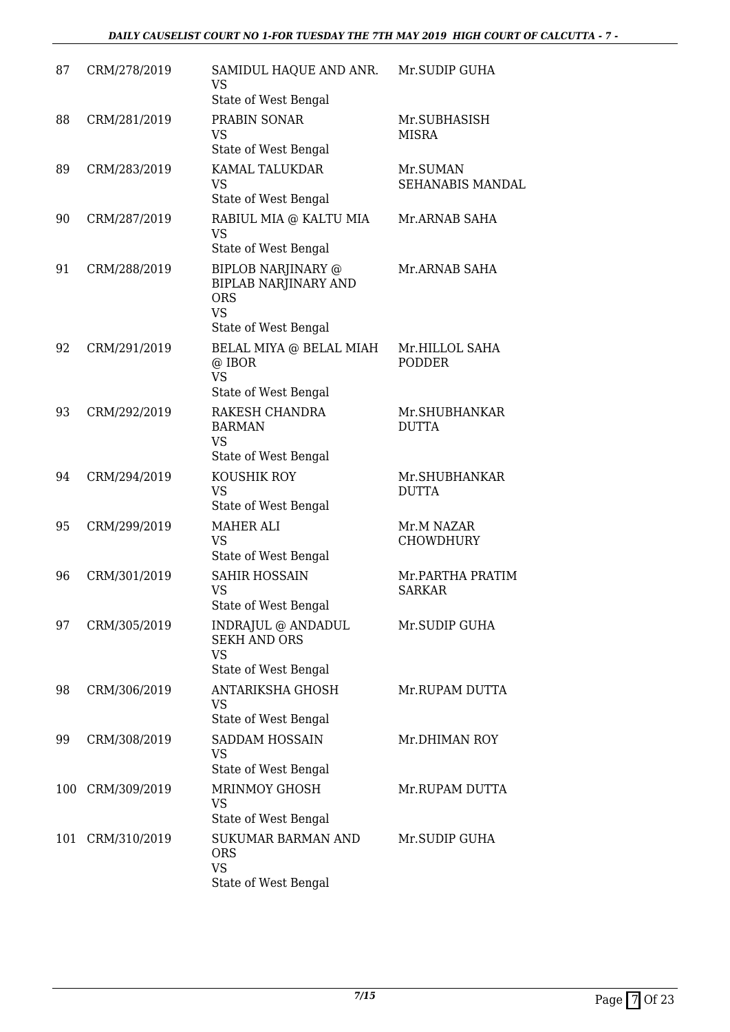| 87 | CRM/278/2019 | SAMIDUL HAQUE AND ANR.<br>VS<br>State of West Bengal | Mr.SUDIP GUHA |
|---|---|---|---|
| 88 | CRM/281/2019 | PRABIN SONAR<br>VS<br>State of West Bengal | Mr.SUBHASISH MISRA |
| 89 | CRM/283/2019 | KAMAL TALUKDAR<br>VS<br>State of West Bengal | Mr.SUMAN SEHANABIS MANDAL |
| 90 | CRM/287/2019 | RABIUL MIA @ KALTU MIA<br>VS<br>State of West Bengal | Mr.ARNAB SAHA |
| 91 | CRM/288/2019 | BIPLOB NARJINARY @ BIPLAB NARJINARY AND ORS<br>VS<br>State of West Bengal | Mr.ARNAB SAHA |
| 92 | CRM/291/2019 | BELAL MIYA @ BELAL MIAH @ IBOR<br>VS<br>State of West Bengal | Mr.HILLOL SAHA PODDER |
| 93 | CRM/292/2019 | RAKESH CHANDRA BARMAN<br>VS<br>State of West Bengal | Mr.SHUBHANKAR DUTTA |
| 94 | CRM/294/2019 | KOUSHIK ROY<br>VS<br>State of West Bengal | Mr.SHUBHANKAR DUTTA |
| 95 | CRM/299/2019 | MAHER ALI<br>VS<br>State of West Bengal | Mr.M NAZAR CHOWDHURY |
| 96 | CRM/301/2019 | SAHIR HOSSAIN<br>VS<br>State of West Bengal | Mr.PARTHA PRATIM SARKAR |
| 97 | CRM/305/2019 | INDRAJUL @ ANDADUL SEKH AND ORS<br>VS<br>State of West Bengal | Mr.SUDIP GUHA |
| 98 | CRM/306/2019 | ANTARIKSHA GHOSH<br>VS<br>State of West Bengal | Mr.RUPAM DUTTA |
| 99 | CRM/308/2019 | SADDAM HOSSAIN<br>VS<br>State of West Bengal | Mr.DHIMAN ROY |
| 100 | CRM/309/2019 | MRINMOY GHOSH<br>VS<br>State of West Bengal | Mr.RUPAM DUTTA |
| 101 | CRM/310/2019 | SUKUMAR BARMAN AND ORS<br>VS<br>State of West Bengal | Mr.SUDIP GUHA |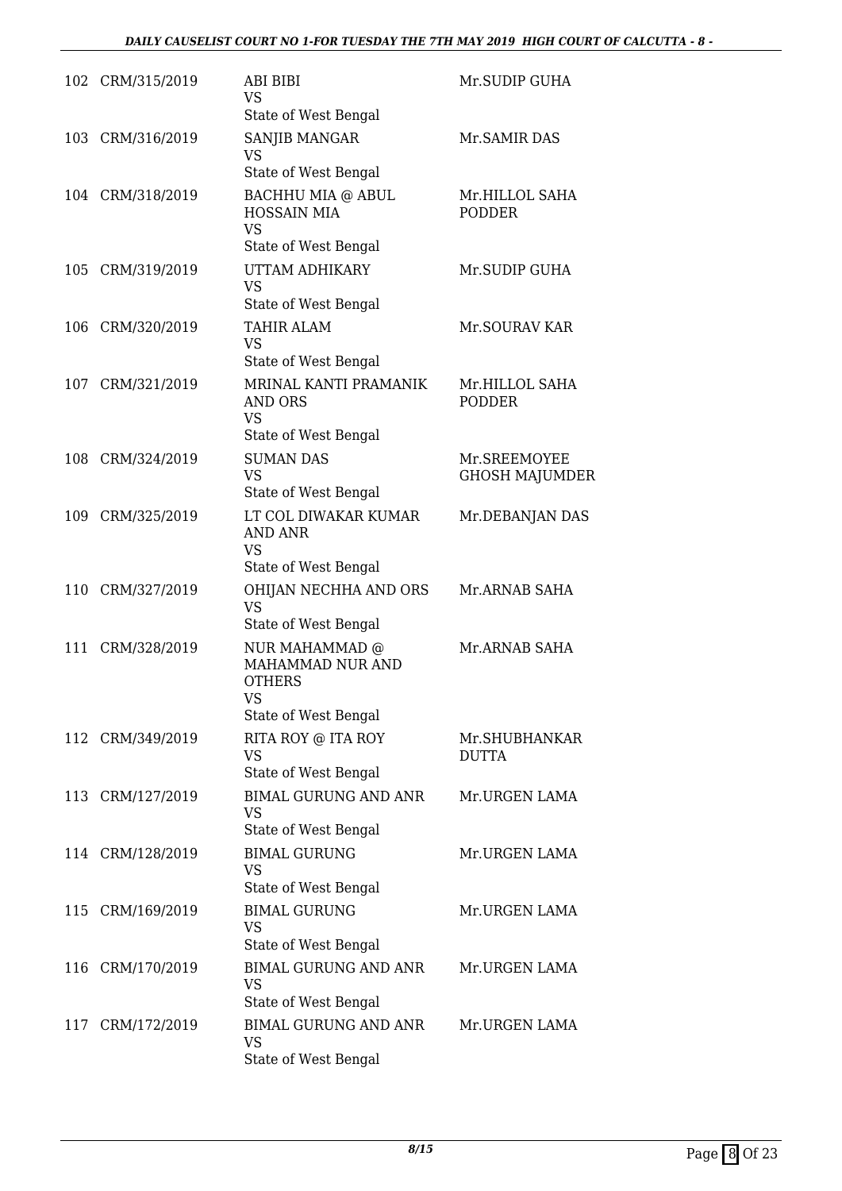| | | | |
|---|---|---|---|
| 102 | CRM/315/2019 | ABI BIBI<br>VS<br>State of West Bengal | Mr.SUDIP GUHA |
| 103 | CRM/316/2019 | SANJIB MANGAR<br>VS<br>State of West Bengal | Mr.SAMIR DAS |
| 104 | CRM/318/2019 | BACHHU MIA @ ABUL HOSSAIN MIA<br>VS<br>State of West Bengal | Mr.HILLOL SAHA PODDER |
| 105 | CRM/319/2019 | UTTAM ADHIKARY<br>VS<br>State of West Bengal | Mr.SUDIP GUHA |
| 106 | CRM/320/2019 | TAHIR ALAM<br>VS<br>State of West Bengal | Mr.SOURAV KAR |
| 107 | CRM/321/2019 | MRINAL KANTI PRAMANIK AND ORS<br>VS<br>State of West Bengal | Mr.HILLOL SAHA PODDER |
| 108 | CRM/324/2019 | SUMAN DAS<br>VS<br>State of West Bengal | Mr.SREEMOYEE GHOSH MAJUMDER |
| 109 | CRM/325/2019 | LT COL DIWAKAR KUMAR AND ANR<br>VS<br>State of West Bengal | Mr.DEBANJAN DAS |
| 110 | CRM/327/2019 | OHIJAN NECHHA AND ORS<br>VS<br>State of West Bengal | Mr.ARNAB SAHA |
| 111 | CRM/328/2019 | NUR MAHAMMAD @ MAHAMMAD NUR AND OTHERS<br>VS<br>State of West Bengal | Mr.ARNAB SAHA |
| 112 | CRM/349/2019 | RITA ROY @ ITA ROY<br>VS<br>State of West Bengal | Mr.SHUBHANKAR DUTTA |
| 113 | CRM/127/2019 | BIMAL GURUNG AND ANR<br>VS<br>State of West Bengal | Mr.URGEN LAMA |
| 114 | CRM/128/2019 | BIMAL GURUNG<br>VS<br>State of West Bengal | Mr.URGEN LAMA |
| 115 | CRM/169/2019 | BIMAL GURUNG<br>VS<br>State of West Bengal | Mr.URGEN LAMA |
| 116 | CRM/170/2019 | BIMAL GURUNG AND ANR<br>VS<br>State of West Bengal | Mr.URGEN LAMA |
| 117 | CRM/172/2019 | BIMAL GURUNG AND ANR<br>VS<br>State of West Bengal | Mr.URGEN LAMA |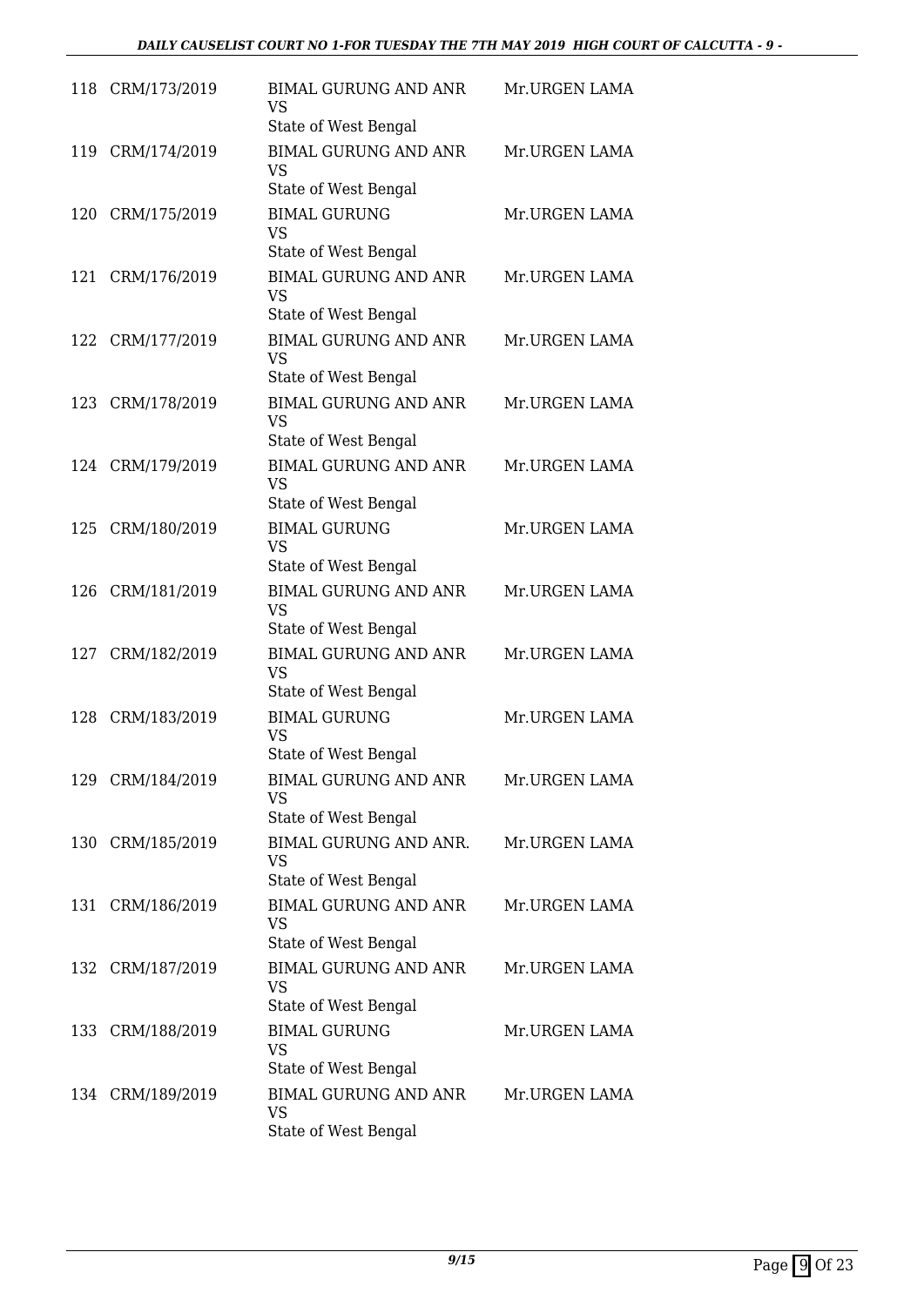| | | | |
|---|---|---|---|
| 118 | CRM/173/2019 | BIMAL GURUNG AND ANR<br>VS<br>State of West Bengal | Mr.URGEN LAMA |
| 119 | CRM/174/2019 | BIMAL GURUNG AND ANR<br>VS<br>State of West Bengal | Mr.URGEN LAMA |
| 120 | CRM/175/2019 | BIMAL GURUNG<br>VS<br>State of West Bengal | Mr.URGEN LAMA |
| 121 | CRM/176/2019 | BIMAL GURUNG AND ANR<br>VS<br>State of West Bengal | Mr.URGEN LAMA |
| 122 | CRM/177/2019 | BIMAL GURUNG AND ANR<br>VS<br>State of West Bengal | Mr.URGEN LAMA |
| 123 | CRM/178/2019 | BIMAL GURUNG AND ANR<br>VS<br>State of West Bengal | Mr.URGEN LAMA |
| 124 | CRM/179/2019 | BIMAL GURUNG AND ANR<br>VS<br>State of West Bengal | Mr.URGEN LAMA |
| 125 | CRM/180/2019 | BIMAL GURUNG<br>VS<br>State of West Bengal | Mr.URGEN LAMA |
| 126 | CRM/181/2019 | BIMAL GURUNG AND ANR<br>VS<br>State of West Bengal | Mr.URGEN LAMA |
| 127 | CRM/182/2019 | BIMAL GURUNG AND ANR<br>VS<br>State of West Bengal | Mr.URGEN LAMA |
| 128 | CRM/183/2019 | BIMAL GURUNG<br>VS<br>State of West Bengal | Mr.URGEN LAMA |
| 129 | CRM/184/2019 | BIMAL GURUNG AND ANR<br>VS<br>State of West Bengal | Mr.URGEN LAMA |
| 130 | CRM/185/2019 | BIMAL GURUNG AND ANR.<br>VS<br>State of West Bengal | Mr.URGEN LAMA |
| 131 | CRM/186/2019 | BIMAL GURUNG AND ANR<br>VS<br>State of West Bengal | Mr.URGEN LAMA |
| 132 | CRM/187/2019 | BIMAL GURUNG AND ANR<br>VS<br>State of West Bengal | Mr.URGEN LAMA |
| 133 | CRM/188/2019 | BIMAL GURUNG<br>VS<br>State of West Bengal | Mr.URGEN LAMA |
| 134 | CRM/189/2019 | BIMAL GURUNG AND ANR<br>VS<br>State of West Bengal | Mr.URGEN LAMA |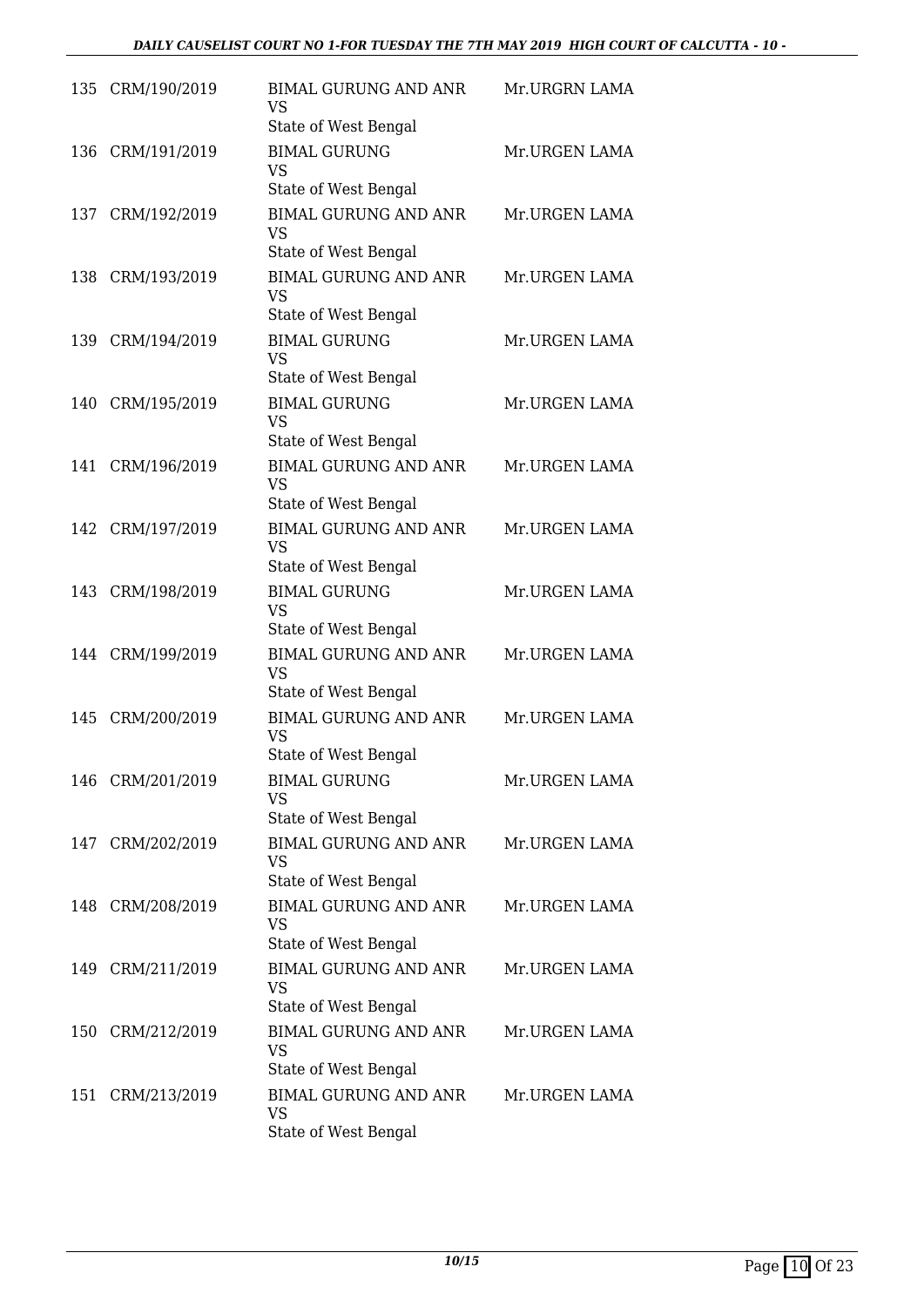| | | | |
|---|---|---|---|
| 135 | CRM/190/2019 | BIMAL GURUNG AND ANR<br>VS<br>State of West Bengal | Mr.URGRN LAMA |
| 136 | CRM/191/2019 | BIMAL GURUNG<br>VS<br>State of West Bengal | Mr.URGEN LAMA |
| 137 | CRM/192/2019 | BIMAL GURUNG AND ANR<br>VS<br>State of West Bengal | Mr.URGEN LAMA |
| 138 | CRM/193/2019 | BIMAL GURUNG AND ANR<br>VS<br>State of West Bengal | Mr.URGEN LAMA |
| 139 | CRM/194/2019 | BIMAL GURUNG<br>VS<br>State of West Bengal | Mr.URGEN LAMA |
| 140 | CRM/195/2019 | BIMAL GURUNG<br>VS<br>State of West Bengal | Mr.URGEN LAMA |
| 141 | CRM/196/2019 | BIMAL GURUNG AND ANR<br>VS<br>State of West Bengal | Mr.URGEN LAMA |
| 142 | CRM/197/2019 | BIMAL GURUNG AND ANR<br>VS<br>State of West Bengal | Mr.URGEN LAMA |
| 143 | CRM/198/2019 | BIMAL GURUNG<br>VS<br>State of West Bengal | Mr.URGEN LAMA |
| 144 | CRM/199/2019 | BIMAL GURUNG AND ANR<br>VS<br>State of West Bengal | Mr.URGEN LAMA |
| 145 | CRM/200/2019 | BIMAL GURUNG AND ANR<br>VS<br>State of West Bengal | Mr.URGEN LAMA |
| 146 | CRM/201/2019 | BIMAL GURUNG<br>VS<br>State of West Bengal | Mr.URGEN LAMA |
| 147 | CRM/202/2019 | BIMAL GURUNG AND ANR<br>VS<br>State of West Bengal | Mr.URGEN LAMA |
| 148 | CRM/208/2019 | BIMAL GURUNG AND ANR<br>VS<br>State of West Bengal | Mr.URGEN LAMA |
| 149 | CRM/211/2019 | BIMAL GURUNG AND ANR<br>VS<br>State of West Bengal | Mr.URGEN LAMA |
| 150 | CRM/212/2019 | BIMAL GURUNG AND ANR<br>VS<br>State of West Bengal | Mr.URGEN LAMA |
| 151 | CRM/213/2019 | BIMAL GURUNG AND ANR<br>VS<br>State of West Bengal | Mr.URGEN LAMA |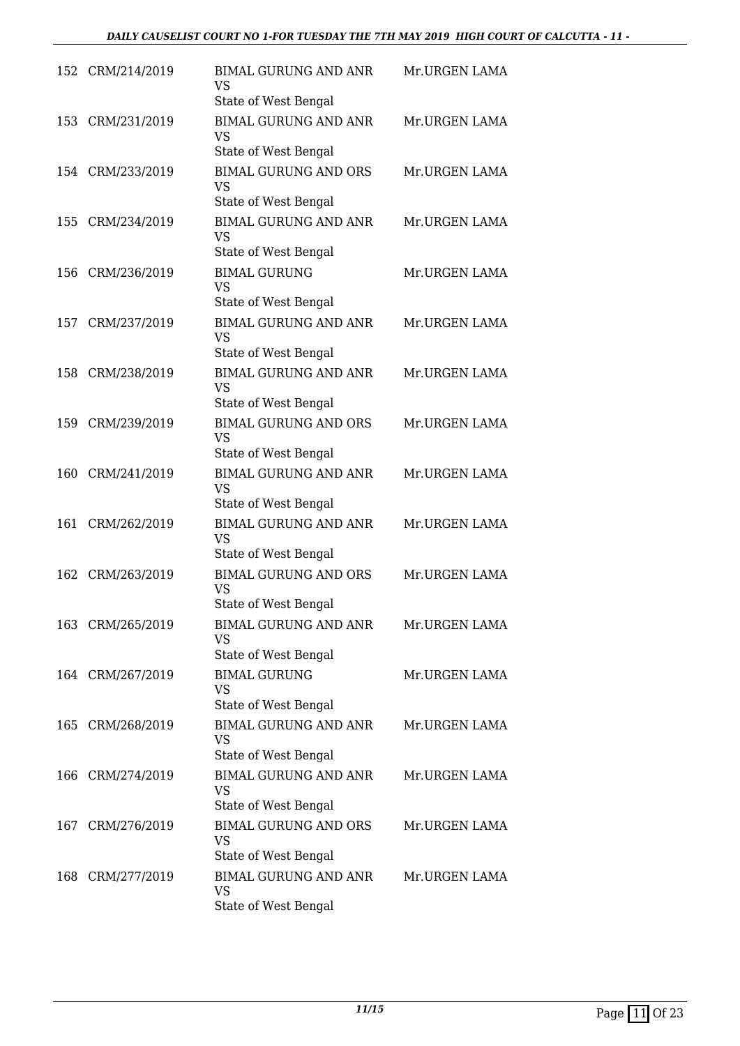| | | | |
|---|---|---|---|
| 152 | CRM/214/2019 | BIMAL GURUNG AND ANR<br>VS<br>State of West Bengal | Mr.URGEN LAMA |
| 153 | CRM/231/2019 | BIMAL GURUNG AND ANR<br>VS<br>State of West Bengal | Mr.URGEN LAMA |
| 154 | CRM/233/2019 | BIMAL GURUNG AND ORS<br>VS<br>State of West Bengal | Mr.URGEN LAMA |
| 155 | CRM/234/2019 | BIMAL GURUNG AND ANR<br>VS<br>State of West Bengal | Mr.URGEN LAMA |
| 156 | CRM/236/2019 | BIMAL GURUNG<br>VS<br>State of West Bengal | Mr.URGEN LAMA |
| 157 | CRM/237/2019 | BIMAL GURUNG AND ANR<br>VS<br>State of West Bengal | Mr.URGEN LAMA |
| 158 | CRM/238/2019 | BIMAL GURUNG AND ANR<br>VS<br>State of West Bengal | Mr.URGEN LAMA |
| 159 | CRM/239/2019 | BIMAL GURUNG AND ORS<br>VS<br>State of West Bengal | Mr.URGEN LAMA |
| 160 | CRM/241/2019 | BIMAL GURUNG AND ANR<br>VS<br>State of West Bengal | Mr.URGEN LAMA |
| 161 | CRM/262/2019 | BIMAL GURUNG AND ANR<br>VS<br>State of West Bengal | Mr.URGEN LAMA |
| 162 | CRM/263/2019 | BIMAL GURUNG AND ORS<br>VS<br>State of West Bengal | Mr.URGEN LAMA |
| 163 | CRM/265/2019 | BIMAL GURUNG AND ANR<br>VS<br>State of West Bengal | Mr.URGEN LAMA |
| 164 | CRM/267/2019 | BIMAL GURUNG<br>VS<br>State of West Bengal | Mr.URGEN LAMA |
| 165 | CRM/268/2019 | BIMAL GURUNG AND ANR<br>VS<br>State of West Bengal | Mr.URGEN LAMA |
| 166 | CRM/274/2019 | BIMAL GURUNG AND ANR<br>VS<br>State of West Bengal | Mr.URGEN LAMA |
| 167 | CRM/276/2019 | BIMAL GURUNG AND ORS<br>VS<br>State of West Bengal | Mr.URGEN LAMA |
| 168 | CRM/277/2019 | BIMAL GURUNG AND ANR<br>VS<br>State of West Bengal | Mr.URGEN LAMA |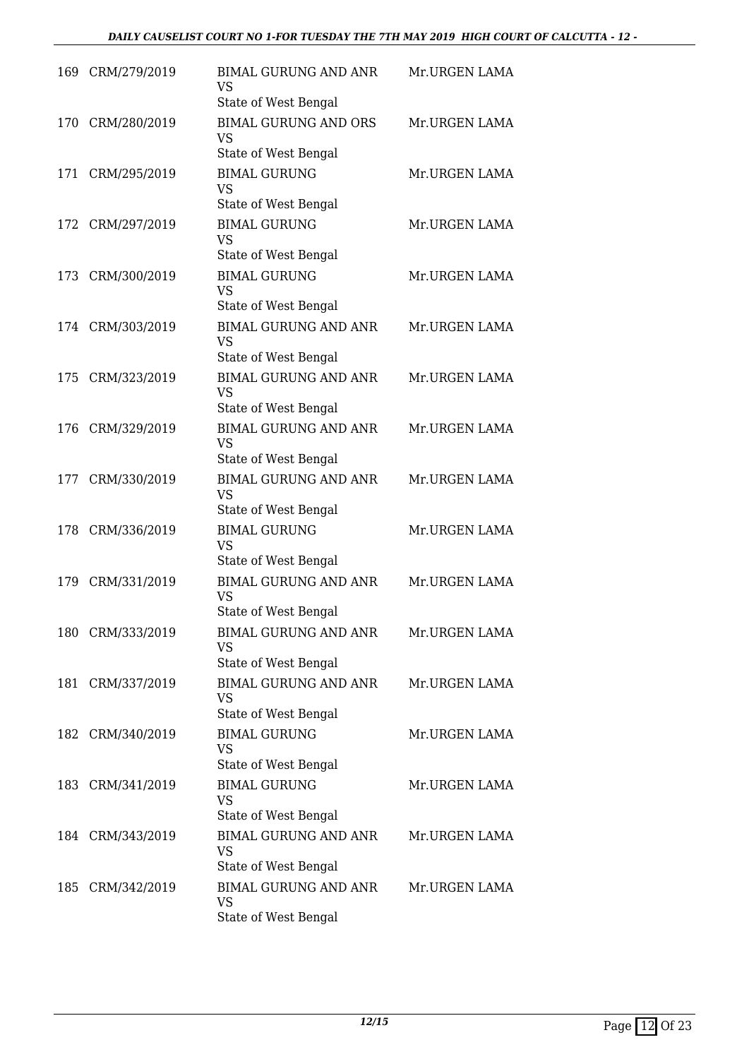| | | | |
|---|---|---|---|
| 169 | CRM/279/2019 | BIMAL GURUNG AND ANR<br>VS<br>State of West Bengal | Mr.URGEN LAMA |
| 170 | CRM/280/2019 | BIMAL GURUNG AND ORS<br>VS<br>State of West Bengal | Mr.URGEN LAMA |
| 171 | CRM/295/2019 | BIMAL GURUNG<br>VS<br>State of West Bengal | Mr.URGEN LAMA |
| 172 | CRM/297/2019 | BIMAL GURUNG<br>VS<br>State of West Bengal | Mr.URGEN LAMA |
| 173 | CRM/300/2019 | BIMAL GURUNG<br>VS<br>State of West Bengal | Mr.URGEN LAMA |
| 174 | CRM/303/2019 | BIMAL GURUNG AND ANR<br>VS<br>State of West Bengal | Mr.URGEN LAMA |
| 175 | CRM/323/2019 | BIMAL GURUNG AND ANR<br>VS<br>State of West Bengal | Mr.URGEN LAMA |
| 176 | CRM/329/2019 | BIMAL GURUNG AND ANR<br>VS<br>State of West Bengal | Mr.URGEN LAMA |
| 177 | CRM/330/2019 | BIMAL GURUNG AND ANR<br>VS<br>State of West Bengal | Mr.URGEN LAMA |
| 178 | CRM/336/2019 | BIMAL GURUNG<br>VS<br>State of West Bengal | Mr.URGEN LAMA |
| 179 | CRM/331/2019 | BIMAL GURUNG AND ANR<br>VS<br>State of West Bengal | Mr.URGEN LAMA |
| 180 | CRM/333/2019 | BIMAL GURUNG AND ANR<br>VS<br>State of West Bengal | Mr.URGEN LAMA |
| 181 | CRM/337/2019 | BIMAL GURUNG AND ANR<br>VS<br>State of West Bengal | Mr.URGEN LAMA |
| 182 | CRM/340/2019 | BIMAL GURUNG<br>VS<br>State of West Bengal | Mr.URGEN LAMA |
| 183 | CRM/341/2019 | BIMAL GURUNG<br>VS<br>State of West Bengal | Mr.URGEN LAMA |
| 184 | CRM/343/2019 | BIMAL GURUNG AND ANR<br>VS<br>State of West Bengal | Mr.URGEN LAMA |
| 185 | CRM/342/2019 | BIMAL GURUNG AND ANR<br>VS<br>State of West Bengal | Mr.URGEN LAMA |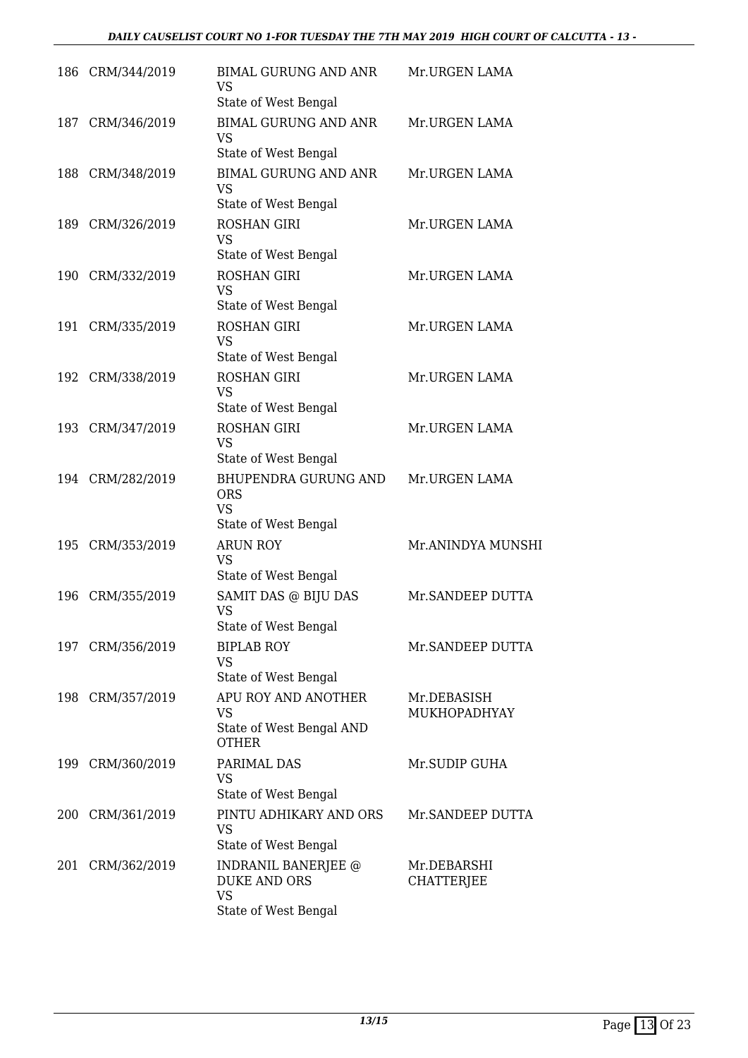| | | | |
|---|---|---|---|
| 186 | CRM/344/2019 | BIMAL GURUNG AND ANR<br>VS<br>State of West Bengal | Mr.URGEN LAMA |
| 187 | CRM/346/2019 | BIMAL GURUNG AND ANR<br>VS<br>State of West Bengal | Mr.URGEN LAMA |
| 188 | CRM/348/2019 | BIMAL GURUNG AND ANR<br>VS<br>State of West Bengal | Mr.URGEN LAMA |
| 189 | CRM/326/2019 | ROSHAN GIRI<br>VS<br>State of West Bengal | Mr.URGEN LAMA |
| 190 | CRM/332/2019 | ROSHAN GIRI<br>VS<br>State of West Bengal | Mr.URGEN LAMA |
| 191 | CRM/335/2019 | ROSHAN GIRI<br>VS<br>State of West Bengal | Mr.URGEN LAMA |
| 192 | CRM/338/2019 | ROSHAN GIRI<br>VS<br>State of West Bengal | Mr.URGEN LAMA |
| 193 | CRM/347/2019 | ROSHAN GIRI<br>VS<br>State of West Bengal | Mr.URGEN LAMA |
| 194 | CRM/282/2019 | BHUPENDRA GURUNG AND ORS<br>VS<br>State of West Bengal | Mr.URGEN LAMA |
| 195 | CRM/353/2019 | ARUN ROY<br>VS<br>State of West Bengal | Mr.ANINDYA MUNSHI |
| 196 | CRM/355/2019 | SAMIT DAS @ BIJU DAS<br>VS<br>State of West Bengal | Mr.SANDEEP DUTTA |
| 197 | CRM/356/2019 | BIPLAB ROY<br>VS<br>State of West Bengal | Mr.SANDEEP DUTTA |
| 198 | CRM/357/2019 | APU ROY AND ANOTHER<br>VS<br>State of West Bengal AND OTHER | Mr.DEBASISH MUKHOPADHYAY |
| 199 | CRM/360/2019 | PARIMAL DAS<br>VS<br>State of West Bengal | Mr.SUDIP GUHA |
| 200 | CRM/361/2019 | PINTU ADHIKARY AND ORS<br>VS<br>State of West Bengal | Mr.SANDEEP DUTTA |
| 201 | CRM/362/2019 | INDRANIL BANERJEE @ DUKE AND ORS<br>VS<br>State of West Bengal | Mr.DEBARSHI CHATTERJEE |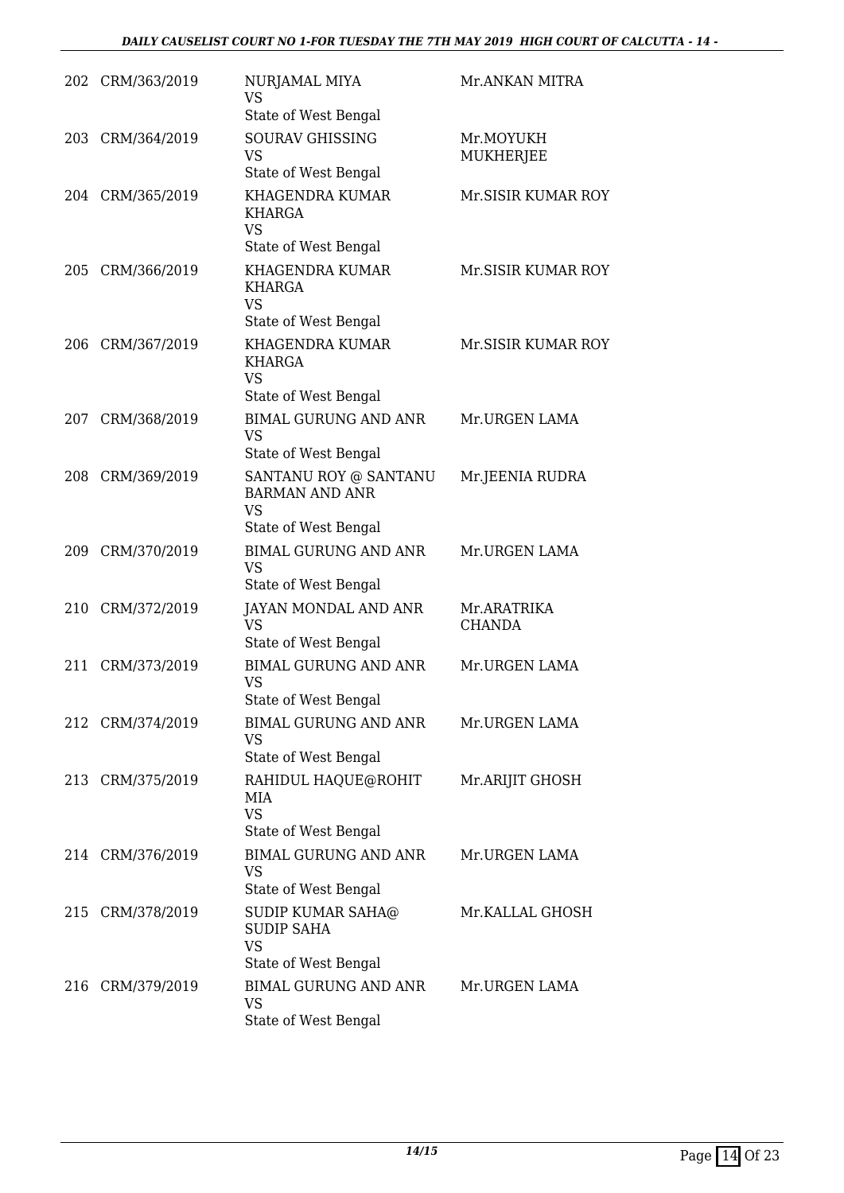| | | | |
|---|---|---|---|
| 202 | CRM/363/2019 | NURJAMAL MIYA<br>VS<br>State of West Bengal | Mr.ANKAN MITRA |
| 203 | CRM/364/2019 | SOURAV GHISSING<br>VS<br>State of West Bengal | Mr.MOYUKH MUKHERJEE |
| 204 | CRM/365/2019 | KHAGENDRA KUMAR KHARGA<br>VS<br>State of West Bengal | Mr.SISIR KUMAR ROY |
| 205 | CRM/366/2019 | KHAGENDRA KUMAR KHARGA<br>VS<br>State of West Bengal | Mr.SISIR KUMAR ROY |
| 206 | CRM/367/2019 | KHAGENDRA KUMAR KHARGA<br>VS<br>State of West Bengal | Mr.SISIR KUMAR ROY |
| 207 | CRM/368/2019 | BIMAL GURUNG AND ANR<br>VS<br>State of West Bengal | Mr.URGEN LAMA |
| 208 | CRM/369/2019 | SANTANU ROY @ SANTANU BARMAN AND ANR<br>VS<br>State of West Bengal | Mr.JEENIA RUDRA |
| 209 | CRM/370/2019 | BIMAL GURUNG AND ANR<br>VS<br>State of West Bengal | Mr.URGEN LAMA |
| 210 | CRM/372/2019 | JAYAN MONDAL AND ANR<br>VS<br>State of West Bengal | Mr.ARATRIKA CHANDA |
| 211 | CRM/373/2019 | BIMAL GURUNG AND ANR<br>VS<br>State of West Bengal | Mr.URGEN LAMA |
| 212 | CRM/374/2019 | BIMAL GURUNG AND ANR<br>VS<br>State of West Bengal | Mr.URGEN LAMA |
| 213 | CRM/375/2019 | RAHIDUL HAQUE@ROHIT MIA<br>VS<br>State of West Bengal | Mr.ARIJIT GHOSH |
| 214 | CRM/376/2019 | BIMAL GURUNG AND ANR<br>VS<br>State of West Bengal | Mr.URGEN LAMA |
| 215 | CRM/378/2019 | SUDIP KUMAR SAHA@ SUDIP SAHA<br>VS<br>State of West Bengal | Mr.KALLAL GHOSH |
| 216 | CRM/379/2019 | BIMAL GURUNG AND ANR<br>VS<br>State of West Bengal | Mr.URGEN LAMA |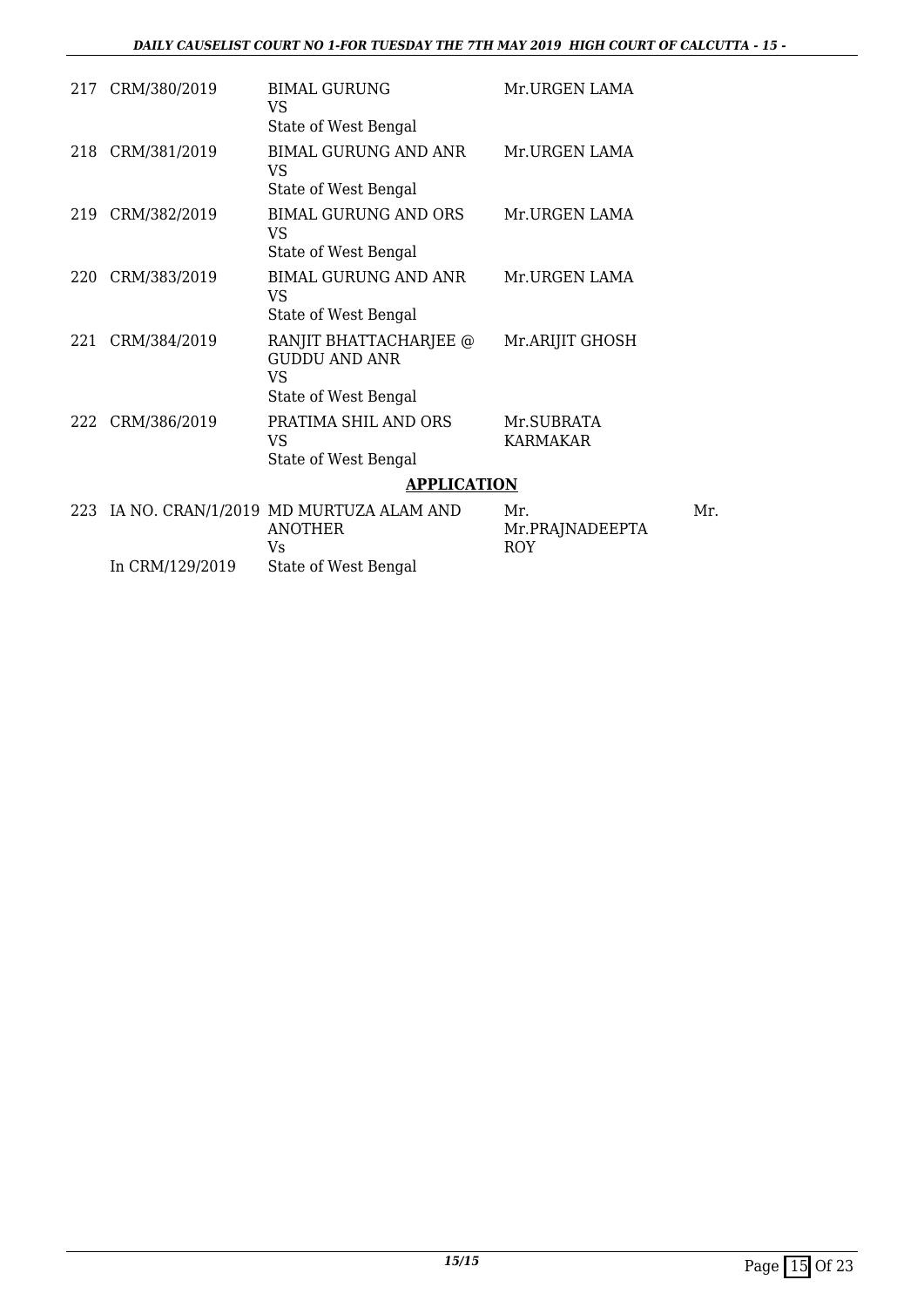| | | | | |
|---|---|---|---|---|
| 217 | CRM/380/2019 | BIMAL GURUNG<br>VS<br>State of West Bengal | Mr.URGEN LAMA | |
| 218 | CRM/381/2019 | BIMAL GURUNG AND ANR<br>VS<br>State of West Bengal | Mr.URGEN LAMA | |
| 219 | CRM/382/2019 | BIMAL GURUNG AND ORS<br>VS<br>State of West Bengal | Mr.URGEN LAMA | |
| 220 | CRM/383/2019 | BIMAL GURUNG AND ANR<br>VS<br>State of West Bengal | Mr.URGEN LAMA | |
| 221 | CRM/384/2019 | RANJIT BHATTACHARJEE @ GUDDU AND ANR<br>VS<br>State of West Bengal | Mr.ARIJIT GHOSH | |
| 222 | CRM/386/2019 | PRATIMA SHIL AND ORS<br>VS<br>State of West Bengal | Mr.SUBRATA KARMAKAR | |

**APPLICATION**

| | | | | |
|---|---|---|---|---|
| 223 | IA NO. CRAN/1/2019<br>In CRM/129/2019 | MD MURTUZA ALAM AND ANOTHER<br>Vs<br>State of West Bengal | Mr.<br>Mr.PRAJNADEEPTA ROY | Mr. |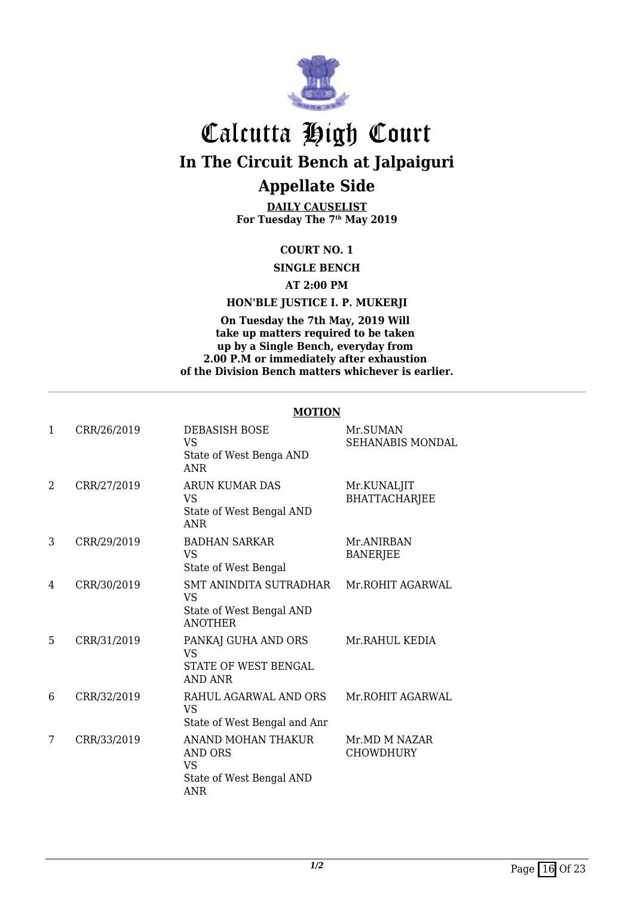# Calcutta High Court

## In The Circuit Bench at Jalpaiguri

## Appellate Side

**DAILY CAUSELIST**
**For Tuesday The 7th May 2019**

**COURT NO. 1**

**SINGLE BENCH**

**AT 2:00 PM**

**HON'BLE JUSTICE I. P. MUKERJI**

**On Tuesday the 7th May, 2019 Will take up matters required to be taken up by a Single Bench, everyday from 2.00 P.M or immediately after exhaustion of the Division Bench matters whichever is earlier.**

---

**MOTION**

| | | | |
|---|---|---|---|
| 1 | CRR/26/2019 | DEBASISH BOSE VS State of West Benga AND ANR | Mr.SUMAN SEHANABIS MONDAL |
| 2 | CRR/27/2019 | ARUN KUMAR DAS VS State of West Bengal AND ANR | Mr.KUNALJIT BHATTACHARJEE |
| 3 | CRR/29/2019 | BADHAN SARKAR VS State of West Bengal | Mr.ANIRBAN BANERJEE |
| 4 | CRR/30/2019 | SMT ANINDITA SUTRADHAR VS State of West Bengal AND ANOTHER | Mr.ROHIT AGARWAL |
| 5 | CRR/31/2019 | PANKAJ GUHA AND ORS VS STATE OF WEST BENGAL AND ANR | Mr.RAHUL KEDIA |
| 6 | CRR/32/2019 | RAHUL AGARWAL AND ORS VS State of West Bengal and Anr | Mr.ROHIT AGARWAL |
| 7 | CRR/33/2019 | ANAND MOHAN THAKUR AND ORS VS State of West Bengal AND ANR | Mr.MD M NAZAR CHOWDHURY |

*1/2*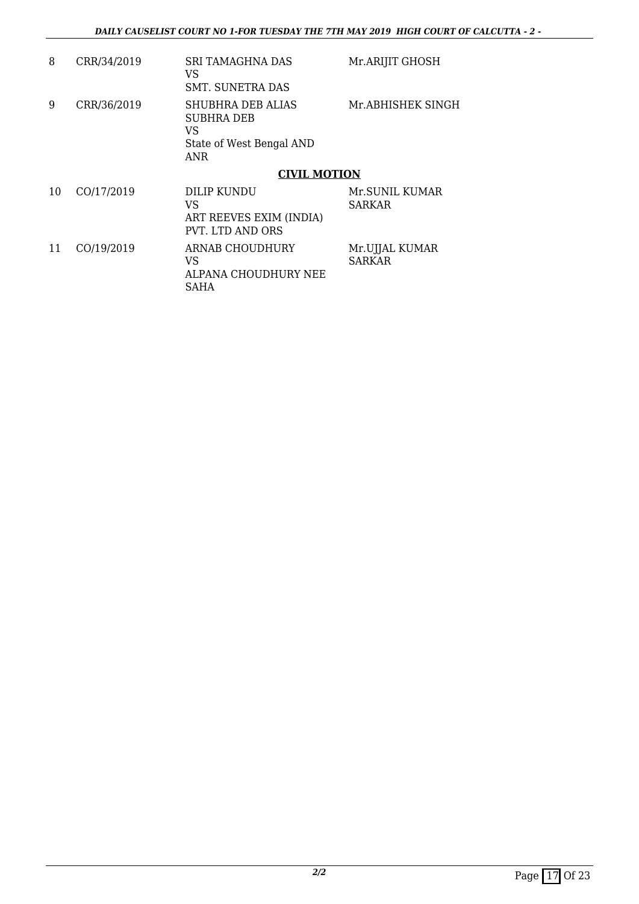| | | | |
|---|---|---|---|
| 8 | CRR/34/2019 | SRI TAMAGHNA DAS<br>VS<br>SMT. SUNETRA DAS | Mr.ARIJIT GHOSH |
| 9 | CRR/36/2019 | SHUBHRA DEB ALIAS SUBHRA DEB<br>VS<br>State of West Bengal AND ANR | Mr.ABHISHEK SINGH |

**CIVIL MOTION**

| | | | |
|---|---|---|---|
| 10 | CO/17/2019 | DILIP KUNDU<br>VS<br>ART REEVES EXIM (INDIA) PVT. LTD AND ORS | Mr.SUNIL KUMAR SARKAR |
| 11 | CO/19/2019 | ARNAB CHOUDHURY<br>VS<br>ALPANA CHOUDHURY NEE SAHA | Mr.UJJAL KUMAR SARKAR |

*2/2*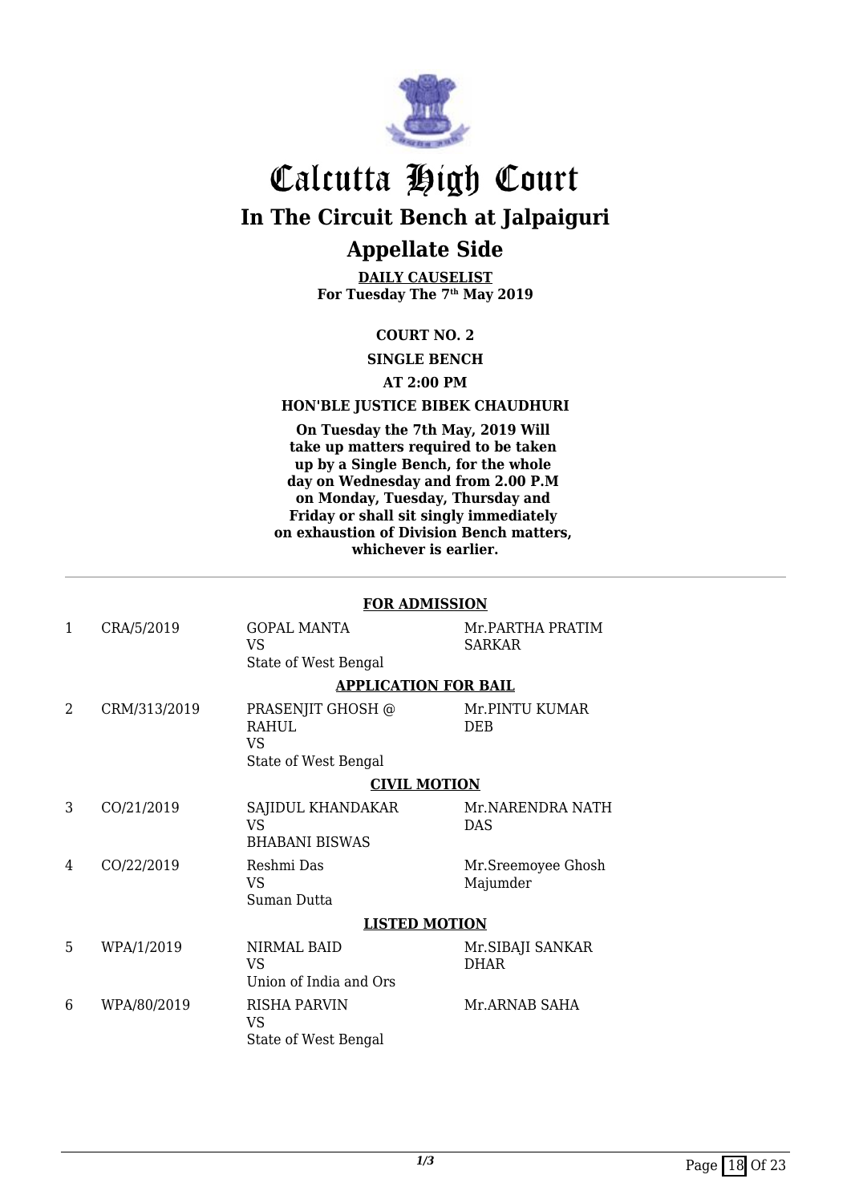# Calcutta High Court

## In The Circuit Bench at Jalpaiguri

## Appellate Side

**DAILY CAUSELIST**
**For Tuesday The 7th May 2019**

**COURT NO. 2**

**SINGLE BENCH**

**AT 2:00 PM**

**HON'BLE JUSTICE BIBEK CHAUDHURI**

**On Tuesday the 7th May, 2019 Will take up matters required to be taken up by a Single Bench, for the whole day on Wednesday and from 2.00 P.M on Monday, Tuesday, Thursday and Friday or shall sit singly immediately on exhaustion of Division Bench matters, whichever is earlier.**

---

**FOR ADMISSION**

| | | | |
|---|---|---|---|
| 1 | CRA/5/2019 | GOPAL MANTA<br>VS<br>State of West Bengal | Mr.PARTHA PRATIM SARKAR |

**APPLICATION FOR BAIL**

| | | | |
|---|---|---|---|
| 2 | CRM/313/2019 | PRASENJIT GHOSH @ RAHUL<br>VS<br>State of West Bengal | Mr.PINTU KUMAR DEB |

**CIVIL MOTION**

| | | | |
|---|---|---|---|
| 3 | CO/21/2019 | SAJIDUL KHANDAKAR<br>VS<br>BHABANI BISWAS | Mr.NARENDRA NATH DAS |
| 4 | CO/22/2019 | Reshmi Das<br>VS<br>Suman Dutta | Mr.Sreemoyee Ghosh Majumder |

**LISTED MOTION**

| | | | |
|---|---|---|---|
| 5 | WPA/1/2019 | NIRMAL BAID<br>VS<br>Union of India and Ors | Mr.SIBAJI SANKAR DHAR |
| 6 | WPA/80/2019 | RISHA PARVIN<br>VS<br>State of West Bengal | Mr.ARNAB SAHA |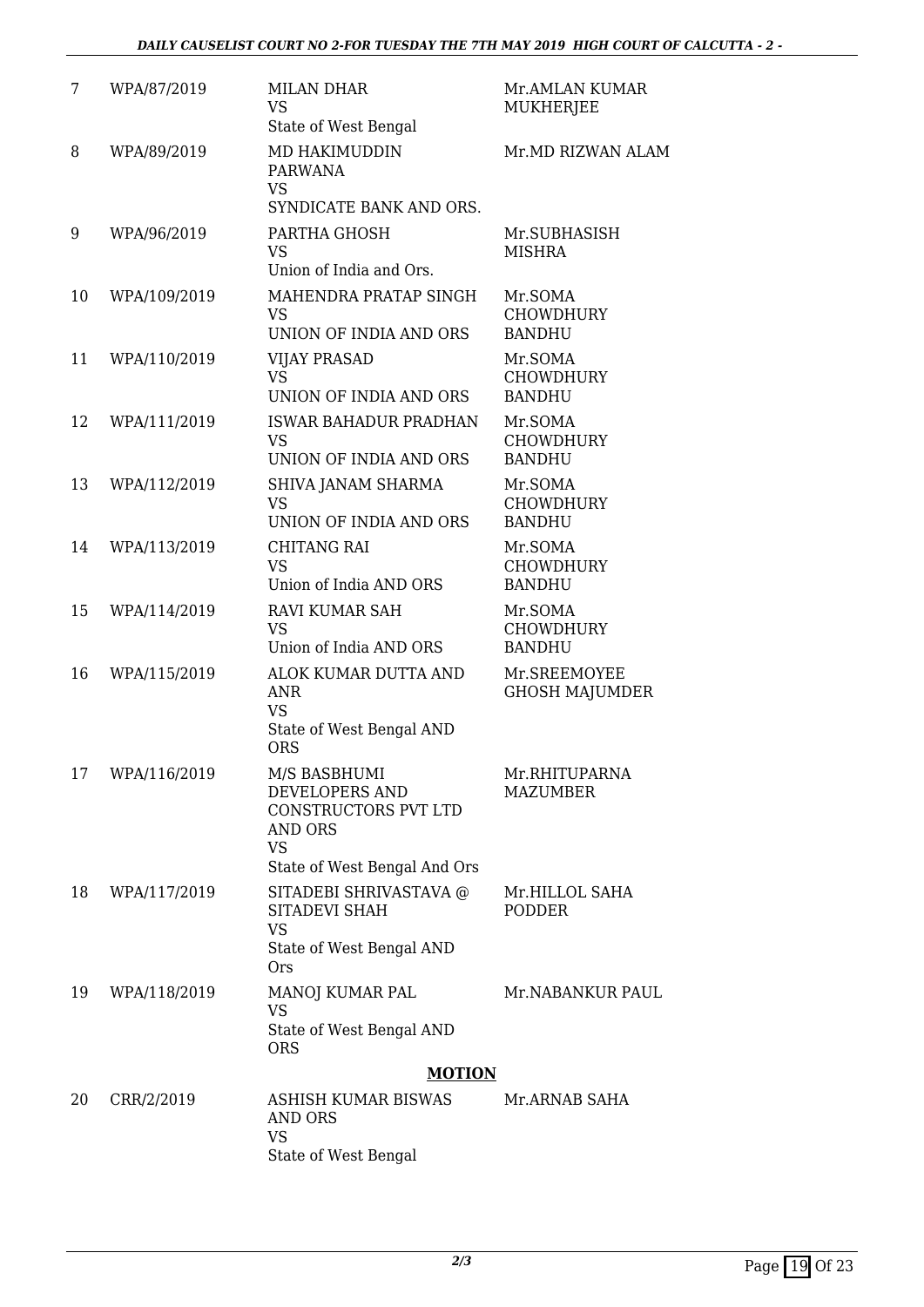| 7 | WPA/87/2019 | MILAN DHAR<br>VS<br>State of West Bengal | Mr.AMLAN KUMAR MUKHERJEE |
|---|---|---|---|
| 8 | WPA/89/2019 | MD HAKIMUDDIN PARWANA<br>VS<br>SYNDICATE BANK AND ORS. | Mr.MD RIZWAN ALAM |
| 9 | WPA/96/2019 | PARTHA GHOSH<br>VS<br>Union of India and Ors. | Mr.SUBHASISH MISHRA |
| 10 | WPA/109/2019 | MAHENDRA PRATAP SINGH<br>VS<br>UNION OF INDIA AND ORS | Mr.SOMA CHOWDHURY BANDHU |
| 11 | WPA/110/2019 | VIJAY PRASAD<br>VS<br>UNION OF INDIA AND ORS | Mr.SOMA CHOWDHURY BANDHU |
| 12 | WPA/111/2019 | ISWAR BAHADUR PRADHAN<br>VS<br>UNION OF INDIA AND ORS | Mr.SOMA CHOWDHURY BANDHU |
| 13 | WPA/112/2019 | SHIVA JANAM SHARMA<br>VS<br>UNION OF INDIA AND ORS | Mr.SOMA CHOWDHURY BANDHU |
| 14 | WPA/113/2019 | CHITANG RAI<br>VS<br>Union of India AND ORS | Mr.SOMA CHOWDHURY BANDHU |
| 15 | WPA/114/2019 | RAVI KUMAR SAH<br>VS<br>Union of India AND ORS | Mr.SOMA CHOWDHURY BANDHU |
| 16 | WPA/115/2019 | ALOK KUMAR DUTTA AND ANR<br>VS<br>State of West Bengal AND ORS | Mr.SREEMOYEE GHOSH MAJUMDER |
| 17 | WPA/116/2019 | M/S BASBHUMI DEVELOPERS AND CONSTRUCTORS PVT LTD AND ORS<br>VS<br>State of West Bengal And Ors | Mr.RHITUPARNA MAZUMBER |
| 18 | WPA/117/2019 | SITADEBI SHRIVASTAVA @ SITADEVI SHAH<br>VS<br>State of West Bengal AND Ors | Mr.HILLOL SAHA PODDER |
| 19 | WPA/118/2019 | MANOJ KUMAR PAL<br>VS<br>State of West Bengal AND ORS | Mr.NABANKUR PAUL |

**MOTION**

| 20 | CRR/2/2019 | ASHISH KUMAR BISWAS AND ORS<br>VS<br>State of West Bengal | Mr.ARNAB SAHA |
|---|---|---|---|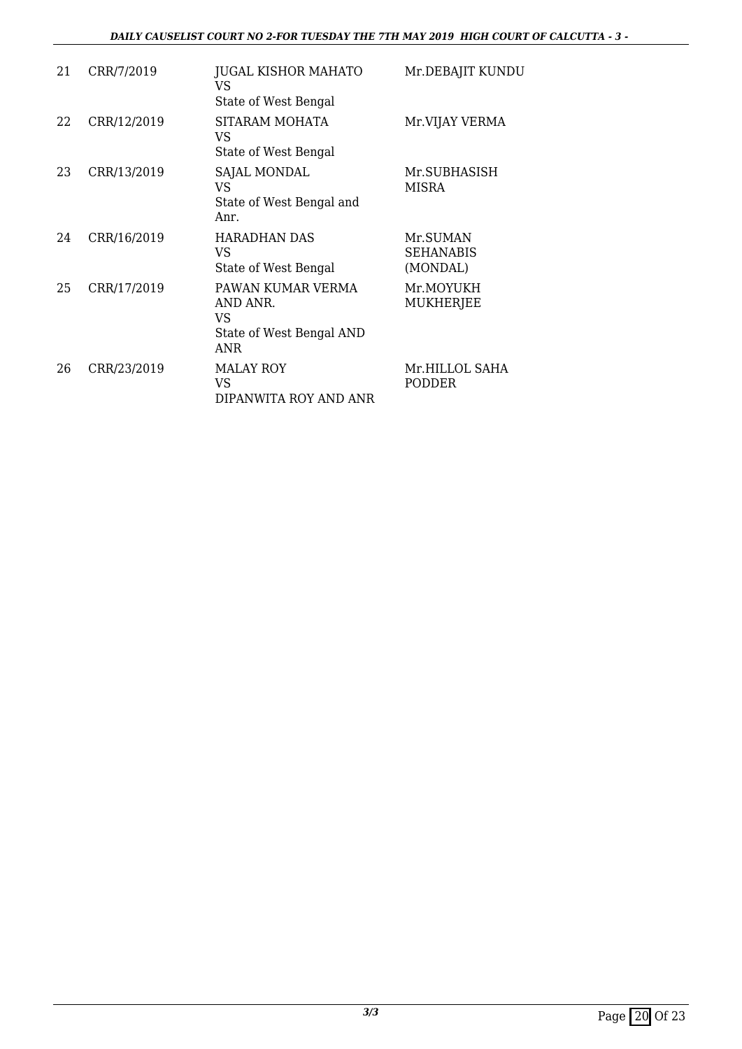| 21 | CRR/7/2019 | JUGAL KISHOR MAHATO<br>VS<br>State of West Bengal | Mr.DEBAJIT KUNDU |
|---|---|---|---|
| 22 | CRR/12/2019 | SITARAM MOHATA<br>VS<br>State of West Bengal | Mr.VIJAY VERMA |
| 23 | CRR/13/2019 | SAJAL MONDAL<br>VS<br>State of West Bengal and Anr. | Mr.SUBHASISH MISRA |
| 24 | CRR/16/2019 | HARADHAN DAS<br>VS<br>State of West Bengal | Mr.SUMAN SEHANABIS (MONDAL) |
| 25 | CRR/17/2019 | PAWAN KUMAR VERMA AND ANR.<br>VS<br>State of West Bengal AND ANR | Mr.MOYUKH MUKHERJEE |
| 26 | CRR/23/2019 | MALAY ROY<br>VS<br>DIPANWITA ROY AND ANR | Mr.HILLOL SAHA PODDER |

3/3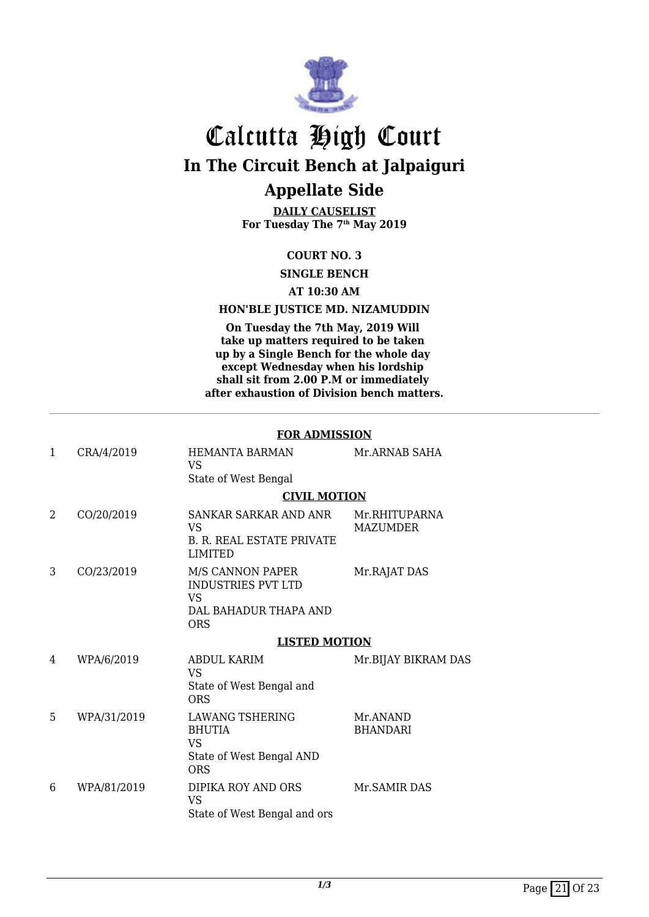# Calcutta High Court

## In The Circuit Bench at Jalpaiguri

## Appellate Side

**DAILY CAUSELIST**
**For Tuesday The 7th May 2019**

**COURT NO. 3**

**SINGLE BENCH**

**AT 10:30 AM**

**HON'BLE JUSTICE MD. NIZAMUDDIN**

**On Tuesday the 7th May, 2019 Will take up matters required to be taken up by a Single Bench for the whole day except Wednesday when his lordship shall sit from 2.00 P.M or immediately after exhaustion of Division bench matters.**

---

**FOR ADMISSION**

| | | | |
|---|---|---|---|
| 1 | CRA/4/2019 | HEMANTA BARMAN<br>VS<br>State of West Bengal | Mr.ARNAB SAHA |

**CIVIL MOTION**

| | | | |
|---|---|---|---|
| 2 | CO/20/2019 | SANKAR SARKAR AND ANR<br>VS<br>B. R. REAL ESTATE PRIVATE LIMITED | Mr.RHITUPARNA MAZUMDER |
| 3 | CO/23/2019 | M/S CANNON PAPER INDUSTRIES PVT LTD<br>VS<br>DAL BAHADUR THAPA AND ORS | Mr.RAJAT DAS |

**LISTED MOTION**

| | | | |
|---|---|---|---|
| 4 | WPA/6/2019 | ABDUL KARIM<br>VS<br>State of West Bengal and ORS | Mr.BIJAY BIKRAM DAS |
| 5 | WPA/31/2019 | LAWANG TSHERING BHUTIA<br>VS<br>State of West Bengal AND ORS | Mr.ANAND BHANDARI |
| 6 | WPA/81/2019 | DIPIKA ROY AND ORS<br>VS<br>State of West Bengal and ors | Mr.SAMIR DAS |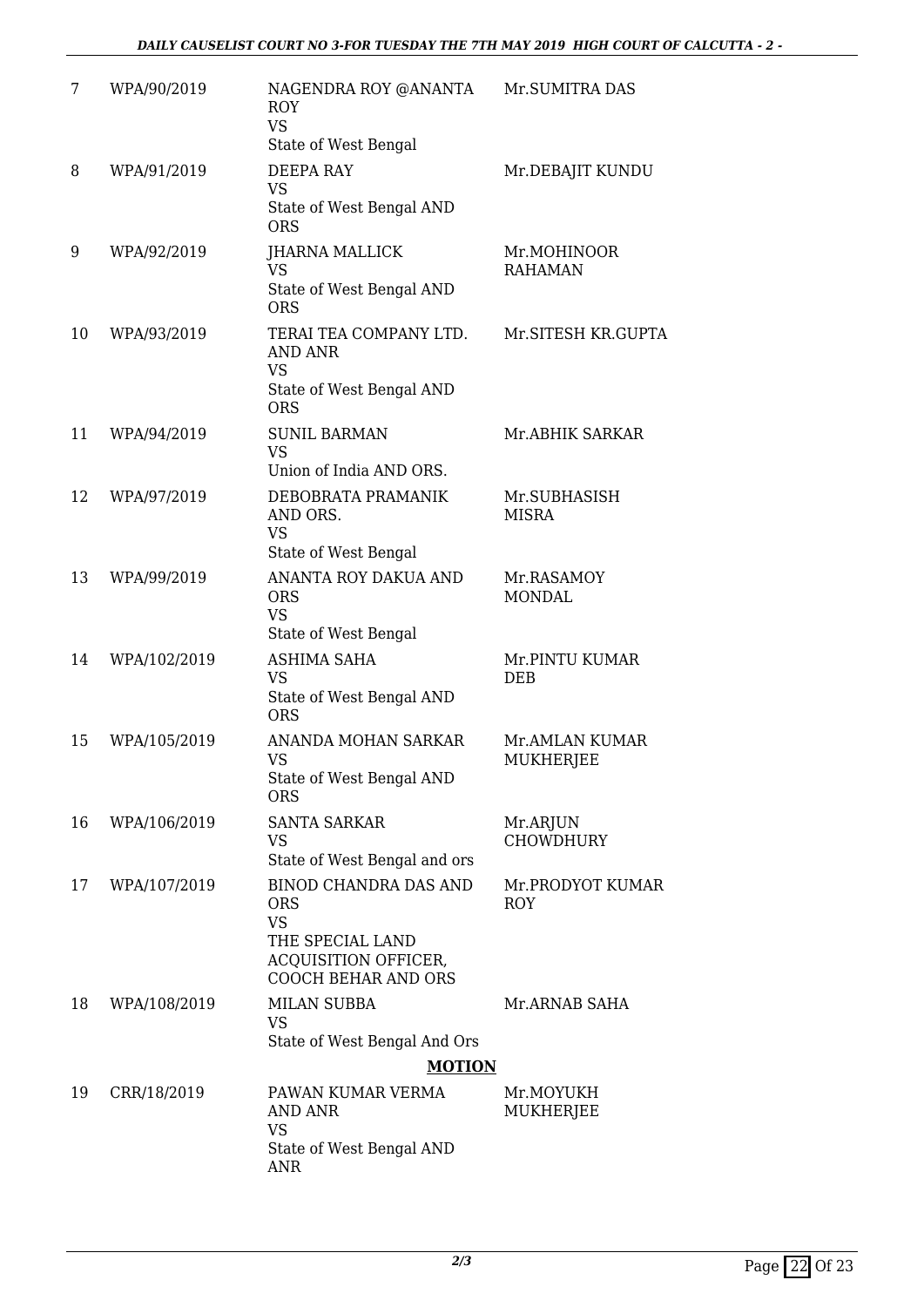| | | | |
|---|---|---|---|
| 7 | WPA/90/2019 | NAGENDRA ROY @ANANTA ROY<br>VS<br>State of West Bengal | Mr.SUMITRA DAS |
| 8 | WPA/91/2019 | DEEPA RAY<br>VS<br>State of West Bengal AND ORS | Mr.DEBAJIT KUNDU |
| 9 | WPA/92/2019 | JHARNA MALLICK<br>VS<br>State of West Bengal AND ORS | Mr.MOHINOOR RAHAMAN |
| 10 | WPA/93/2019 | TERAI TEA COMPANY LTD. AND ANR<br>VS<br>State of West Bengal AND ORS | Mr.SITESH KR.GUPTA |
| 11 | WPA/94/2019 | SUNIL BARMAN<br>VS<br>Union of India AND ORS. | Mr.ABHIK SARKAR |
| 12 | WPA/97/2019 | DEBOBRATA PRAMANIK AND ORS.<br>VS<br>State of West Bengal | Mr.SUBHASISH MISRA |
| 13 | WPA/99/2019 | ANANTA ROY DAKUA AND ORS<br>VS<br>State of West Bengal | Mr.RASAMOY MONDAL |
| 14 | WPA/102/2019 | ASHIMA SAHA<br>VS<br>State of West Bengal AND ORS | Mr.PINTU KUMAR DEB |
| 15 | WPA/105/2019 | ANANDA MOHAN SARKAR<br>VS<br>State of West Bengal AND ORS | Mr.AMLAN KUMAR MUKHERJEE |
| 16 | WPA/106/2019 | SANTA SARKAR<br>VS<br>State of West Bengal and ors | Mr.ARJUN CHOWDHURY |
| 17 | WPA/107/2019 | BINOD CHANDRA DAS AND ORS<br>VS<br>THE SPECIAL LAND ACQUISITION OFFICER, COOCH BEHAR AND ORS | Mr.PRODYOT KUMAR ROY |
| 18 | WPA/108/2019 | MILAN SUBBA<br>VS<br>State of West Bengal And Ors | Mr.ARNAB SAHA |

**MOTION**

| | | | |
|---|---|---|---|
| 19 | CRR/18/2019 | PAWAN KUMAR VERMA AND ANR<br>VS<br>State of West Bengal AND ANR | Mr.MOYUKH MUKHERJEE |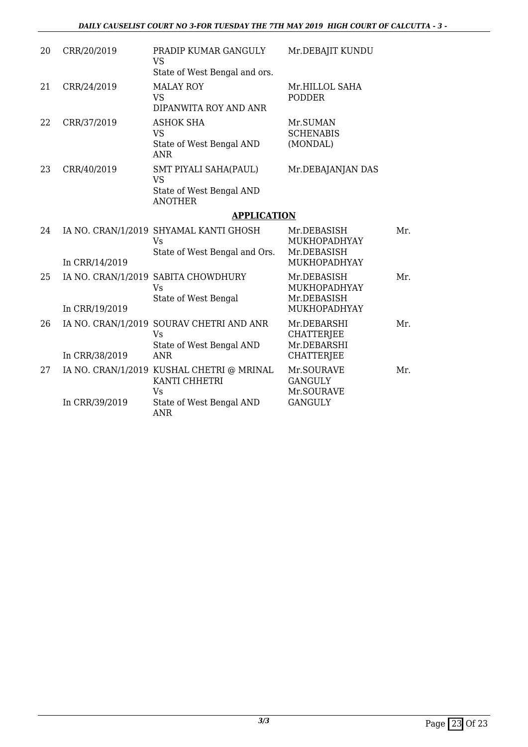| | | | | |
|---|---|---|---|---|
| 20 | CRR/20/2019 | PRADIP KUMAR GANGULY<br>VS<br>State of West Bengal and ors. | Mr.DEBAJIT KUNDU | |
| 21 | CRR/24/2019 | MALAY ROY<br>VS<br>DIPANWITA ROY AND ANR | Mr.HILLOL SAHA PODDER | |
| 22 | CRR/37/2019 | ASHOK SHA<br>VS<br>State of West Bengal AND ANR | Mr.SUMAN SCHENABIS (MONDAL) | |
| 23 | CRR/40/2019 | SMT PIYALI SAHA(PAUL)<br>VS<br>State of West Bengal AND ANOTHER | Mr.DEBAJANJAN DAS | |

**APPLICATION**

| | | | | |
|---|---|---|---|---|
| 24 | IA NO. CRAN/1/2019<br>In CRR/14/2019 | SHYAMAL KANTI GHOSH<br>Vs<br>State of West Bengal and Ors. | Mr.DEBASISH MUKHOPADHYAY<br>Mr.DEBASISH MUKHOPADHYAY | Mr. |
| 25 | IA NO. CRAN/1/2019<br>In CRR/19/2019 | SABITA CHOWDHURY<br>Vs<br>State of West Bengal | Mr.DEBASISH MUKHOPADHYAY<br>Mr.DEBASISH MUKHOPADHYAY | Mr. |
| 26 | IA NO. CRAN/1/2019<br>In CRR/38/2019 | SOURAV CHETRI AND ANR<br>Vs<br>State of West Bengal AND ANR | Mr.DEBARSHI CHATTERJEE<br>Mr.DEBARSHI CHATTERJEE | Mr. |
| 27 | IA NO. CRAN/1/2019<br>In CRR/39/2019 | KUSHAL CHETRI @ MRINAL KANTI CHHETRI<br>Vs<br>State of West Bengal AND ANR | Mr.SOURAVE GANGULY<br>Mr.SOURAVE GANGULY | Mr. |